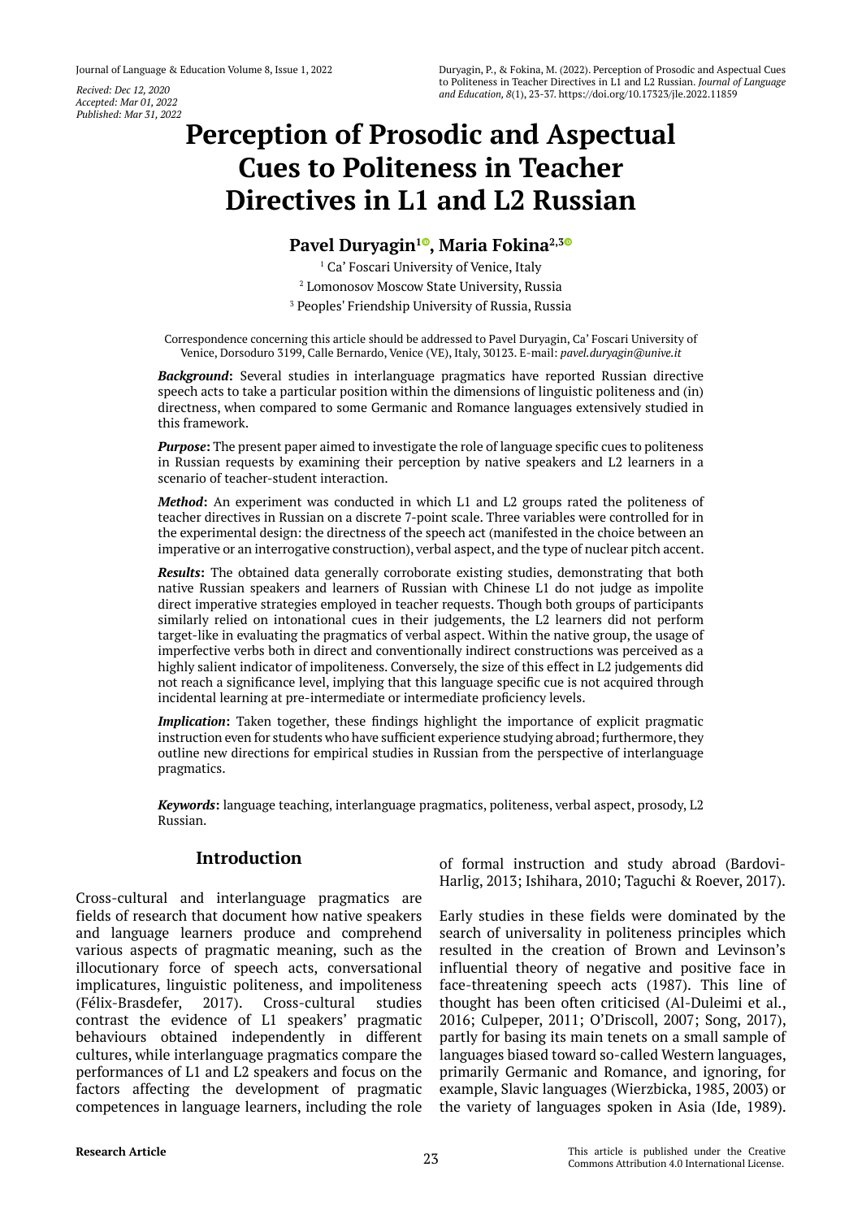Recived: Dec 12, 2020
Accepted: Mar 01, 2022
Published: Mar 31, 2022

Duryagin, P., & Fokina, M. (2022). Perception of Prosodic and Aspectual Cues to Politeness in Teacher Directives in L1 and L2 Russian. *Journal of Language and Education, 8*(1), 23-37. https://doi.org/10.17323/jle.2022.11859

# Perception of Prosodic and Aspectual Cues to Politeness in Teacher Directives in L1 and L2 Russian

**Pavel Duryagin[1], Maria Fokina[2,3]**

[1] Ca' Foscari University of Venice, Italy
[2] Lomonosov Moscow State University, Russia
[3] Peoples' Friendship University of Russia, Russia

Correspondence concerning this article should be addressed to Pavel Duryagin, Ca' Foscari University of Venice, Dorsoduro 3199, Calle Bernardo, Venice (VE), Italy, 30123. E-mail: *pavel.duryagin@unive.it*

***Background*:** Several studies in interlanguage pragmatics have reported Russian directive speech acts to take a particular position within the dimensions of linguistic politeness and (in) directness, when compared to some Germanic and Romance languages extensively studied in this framework.

***Purpose*:** The present paper aimed to investigate the role of language specific cues to politeness in Russian requests by examining their perception by native speakers and L2 learners in a scenario of teacher-student interaction.

***Method*:** An experiment was conducted in which L1 and L2 groups rated the politeness of teacher directives in Russian on a discrete 7-point scale. Three variables were controlled for in the experimental design: the directness of the speech act (manifested in the choice between an imperative or an interrogative construction), verbal aspect, and the type of nuclear pitch accent.

***Results*:** The obtained data generally corroborate existing studies, demonstrating that both native Russian speakers and learners of Russian with Chinese L1 do not judge as impolite direct imperative strategies employed in teacher requests. Though both groups of participants similarly relied on intonational cues in their judgements, the L2 learners did not perform target-like in evaluating the pragmatics of verbal aspect. Within the native group, the usage of imperfective verbs both in direct and conventionally indirect constructions was perceived as a highly salient indicator of impoliteness. Conversely, the size of this effect in L2 judgements did not reach a significance level, implying that this language specific cue is not acquired through incidental learning at pre-intermediate or intermediate proficiency levels.

***Implication*:** Taken together, these findings highlight the importance of explicit pragmatic instruction even for students who have sufficient experience studying abroad; furthermore, they outline new directions for empirical studies in Russian from the perspective of interlanguage pragmatics.

***Keywords*:** language teaching, interlanguage pragmatics, politeness, verbal aspect, prosody, L2 Russian.

## Introduction

Cross-cultural and interlanguage pragmatics are fields of research that document how native speakers and language learners produce and comprehend various aspects of pragmatic meaning, such as the illocutionary force of speech acts, conversational implicatures, linguistic politeness, and impoliteness (Félix-Brasdefer, 2017). Cross-cultural studies contrast the evidence of L1 speakers' pragmatic behaviours obtained independently in different cultures, while interlanguage pragmatics compare the performances of L1 and L2 speakers and focus on the factors affecting the development of pragmatic competences in language learners, including the role of formal instruction and study abroad (Bardovi-Harlig, 2013; Ishihara, 2010; Taguchi & Roever, 2017).

Early studies in these fields were dominated by the search of universality in politeness principles which resulted in the creation of Brown and Levinson's influential theory of negative and positive face in face-threatening speech acts (1987). This line of thought has been often criticised (Al-Duleimi et al., 2016; Culpeper, 2011; O'Driscoll, 2007; Song, 2017), partly for basing its main tenets on a small sample of languages biased toward so-called Western languages, primarily Germanic and Romance, and ignoring, for example, Slavic languages (Wierzbicka, 1985, 2003) or the variety of languages spoken in Asia (Ide, 1989).

Research Article

This article is published under the Creative Commons Attribution 4.0 International License.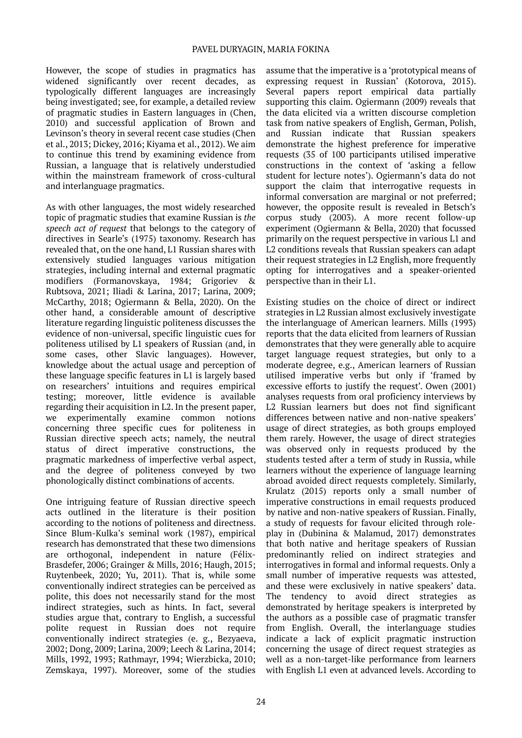However, the scope of studies in pragmatics has widened significantly over recent decades, as typologically different languages are increasingly being investigated; see, for example, a detailed review of pragmatic studies in Eastern languages in (Chen, 2010) and successful application of Brown and Levinson's theory in several recent case studies (Chen et al., 2013; Dickey, 2016; Kiyama et al., 2012). We aim to continue this trend by examining evidence from Russian, a language that is relatively understudied within the mainstream framework of cross-cultural and interlanguage pragmatics.

As with other languages, the most widely researched topic of pragmatic studies that examine Russian is *the speech act of request* that belongs to the category of directives in Searle's (1975) taxonomy. Research has revealed that, on the one hand, L1 Russian shares with extensively studied languages various mitigation strategies, including internal and external pragmatic modifiers (Formanovskaya, 1984; Grigoriev & Rubtsova, 2021; Iliadi & Larina, 2017; Larina, 2009; McCarthy, 2018; Ogiermann & Bella, 2020). On the other hand, a considerable amount of descriptive literature regarding linguistic politeness discusses the evidence of non-universal, specific linguistic cues for politeness utilised by L1 speakers of Russian (and, in some cases, other Slavic languages). However, knowledge about the actual usage and perception of these language specific features in L1 is largely based on researchers' intuitions and requires empirical testing; moreover, little evidence is available regarding their acquisition in L2. In the present paper, we experimentally examine common notions concerning three specific cues for politeness in Russian directive speech acts; namely, the neutral status of direct imperative constructions, the pragmatic markedness of imperfective verbal aspect, and the degree of politeness conveyed by two phonologically distinct combinations of accents.

One intriguing feature of Russian directive speech acts outlined in the literature is their position according to the notions of politeness and directness. Since Blum-Kulka's seminal work (1987), empirical research has demonstrated that these two dimensions are orthogonal, independent in nature (Félix-Brasdefer, 2006; Grainger & Mills, 2016; Haugh, 2015; Ruytenbeek, 2020; Yu, 2011). That is, while some conventionally indirect strategies can be perceived as polite, this does not necessarily stand for the most indirect strategies, such as hints. In fact, several studies argue that, contrary to English, a successful polite request in Russian does not require conventionally indirect strategies (e. g., Bezyaeva, 2002; Dong, 2009; Larina, 2009; Leech & Larina, 2014; Mills, 1992, 1993; Rathmayr, 1994; Wierzbicka, 2010; Zemskaya, 1997). Moreover, some of the studies assume that the imperative is a 'prototypical means of expressing request in Russian' (Kotorova, 2015). Several papers report empirical data partially supporting this claim. Ogiermann (2009) reveals that the data elicited via a written discourse completion task from native speakers of English, German, Polish, and Russian indicate that Russian speakers demonstrate the highest preference for imperative requests (35 of 100 participants utilised imperative constructions in the context of 'asking a fellow student for lecture notes'). Ogiermann's data do not support the claim that interrogative requests in informal conversation are marginal or not preferred; however, the opposite result is revealed in Betsch's corpus study (2003). A more recent follow-up experiment (Ogiermann & Bella, 2020) that focussed primarily on the request perspective in various L1 and L2 conditions reveals that Russian speakers can adapt their request strategies in L2 English, more frequently opting for interrogatives and a speaker-oriented perspective than in their L1.

Existing studies on the choice of direct or indirect strategies in L2 Russian almost exclusively investigate the interlanguage of American learners. Mills (1993) reports that the data elicited from learners of Russian demonstrates that they were generally able to acquire target language request strategies, but only to a moderate degree, e.g., American learners of Russian utilised imperative verbs but only if 'framed by excessive efforts to justify the request'. Owen (2001) analyses requests from oral proficiency interviews by L2 Russian learners but does not find significant differences between native and non-native speakers' usage of direct strategies, as both groups employed them rarely. However, the usage of direct strategies was observed only in requests produced by the students tested after a term of study in Russia, while learners without the experience of language learning abroad avoided direct requests completely. Similarly, Krulatz (2015) reports only a small number of imperative constructions in email requests produced by native and non-native speakers of Russian. Finally, a study of requests for favour elicited through role-play in (Dubinina & Malamud, 2017) demonstrates that both native and heritage speakers of Russian predominantly relied on indirect strategies and interrogatives in formal and informal requests. Only a small number of imperative requests was attested, and these were exclusively in native speakers' data. The tendency to avoid direct strategies as demonstrated by heritage speakers is interpreted by the authors as a possible case of pragmatic transfer from English. Overall, the interlanguage studies indicate a lack of explicit pragmatic instruction concerning the usage of direct request strategies as well as a non-target-like performance from learners with English L1 even at advanced levels. According to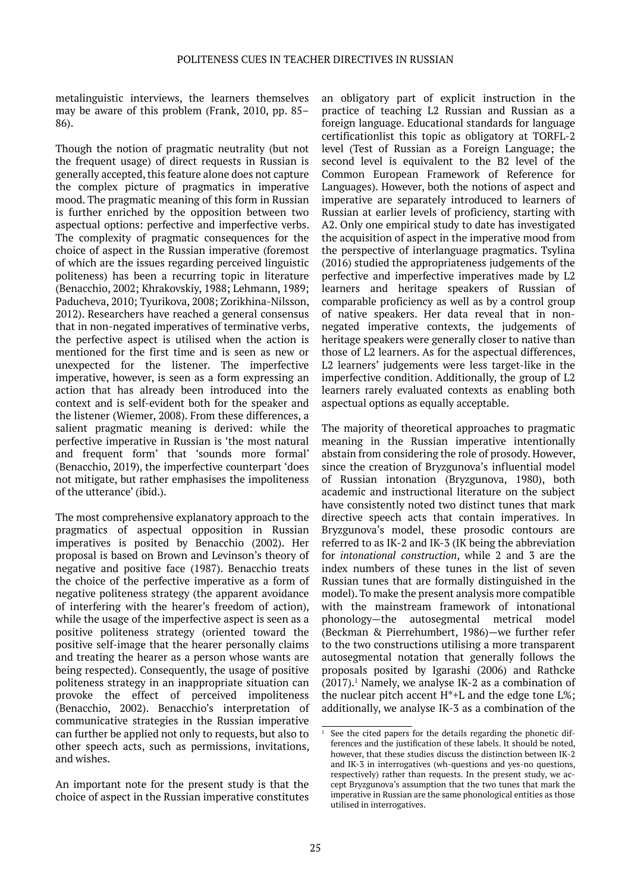metalinguistic interviews, the learners themselves may be aware of this problem (Frank, 2010, pp. 85–86).

Though the notion of pragmatic neutrality (but not the frequent usage) of direct requests in Russian is generally accepted, this feature alone does not capture the complex picture of pragmatics in imperative mood. The pragmatic meaning of this form in Russian is further enriched by the opposition between two aspectual options: perfective and imperfective verbs. The complexity of pragmatic consequences for the choice of aspect in the Russian imperative (foremost of which are the issues regarding perceived linguistic politeness) has been a recurring topic in literature (Benacchio, 2002; Khrakovskiy, 1988; Lehmann, 1989; Paducheva, 2010; Tyurikova, 2008; Zorikhina-Nilsson, 2012). Researchers have reached a general consensus that in non-negated imperatives of terminative verbs, the perfective aspect is utilised when the action is mentioned for the first time and is seen as new or unexpected for the listener. The imperfective imperative, however, is seen as a form expressing an action that has already been introduced into the context and is self-evident both for the speaker and the listener (Wiemer, 2008). From these differences, a salient pragmatic meaning is derived: while the perfective imperative in Russian is 'the most natural and frequent form' that 'sounds more formal' (Benacchio, 2019), the imperfective counterpart 'does not mitigate, but rather emphasises the impoliteness of the utterance' (ibid.).

The most comprehensive explanatory approach to the pragmatics of aspectual opposition in Russian imperatives is posited by Benacchio (2002). Her proposal is based on Brown and Levinson's theory of negative and positive face (1987). Benacchio treats the choice of the perfective imperative as a form of negative politeness strategy (the apparent avoidance of interfering with the hearer's freedom of action), while the usage of the imperfective aspect is seen as a positive politeness strategy (oriented toward the positive self-image that the hearer personally claims and treating the hearer as a person whose wants are being respected). Consequently, the usage of positive politeness strategy in an inappropriate situation can provoke the effect of perceived impoliteness (Benacchio, 2002). Benacchio's interpretation of communicative strategies in the Russian imperative can further be applied not only to requests, but also to other speech acts, such as permissions, invitations, and wishes.

An important note for the present study is that the choice of aspect in the Russian imperative constitutes an obligatory part of explicit instruction in the practice of teaching L2 Russian and Russian as a foreign language. Educational standards for language certificationlist this topic as obligatory at TORFL-2 level (Test of Russian as a Foreign Language; the second level is equivalent to the B2 level of the Common European Framework of Reference for Languages). However, both the notions of aspect and imperative are separately introduced to learners of Russian at earlier levels of proficiency, starting with A2. Only one empirical study to date has investigated the acquisition of aspect in the imperative mood from the perspective of interlanguage pragmatics. Tsylina (2016) studied the appropriateness judgements of the perfective and imperfective imperatives made by L2 learners and heritage speakers of Russian of comparable proficiency as well as by a control group of native speakers. Her data reveal that in non-negated imperative contexts, the judgements of heritage speakers were generally closer to native than those of L2 learners. As for the aspectual differences, L2 learners' judgements were less target-like in the imperfective condition. Additionally, the group of L2 learners rarely evaluated contexts as enabling both aspectual options as equally acceptable.

The majority of theoretical approaches to pragmatic meaning in the Russian imperative intentionally abstain from considering the role of prosody. However, since the creation of Bryzgunova's influential model of Russian intonation (Bryzgunova, 1980), both academic and instructional literature on the subject have consistently noted two distinct tunes that mark directive speech acts that contain imperatives. In Bryzgunova's model, these prosodic contours are referred to as IK-2 and IK-3 (IK being the abbreviation for *intonational construction*, while 2 and 3 are the index numbers of these tunes in the list of seven Russian tunes that are formally distinguished in the model). To make the present analysis more compatible with the mainstream framework of intonational phonology—the autosegmental metrical model (Beckman & Pierrehumbert, 1986)—we further refer to the two constructions utilising a more transparent autosegmental notation that generally follows the proposals posited by Igarashi (2006) and Rathcke (2017).[1] Namely, we analyse IK-2 as a combination of the nuclear pitch accent H*+L and the edge tone L%; additionally, we analyse IK-3 as a combination of the

[1] See the cited papers for the details regarding the phonetic differences and the justification of these labels. It should be noted, however, that these studies discuss the distinction between IK-2 and IK-3 in interrogatives (wh-questions and yes-no questions, respectively) rather than requests. In the present study, we accept Bryzgunova's assumption that the two tunes that mark the imperative in Russian are the same phonological entities as those utilised in interrogatives.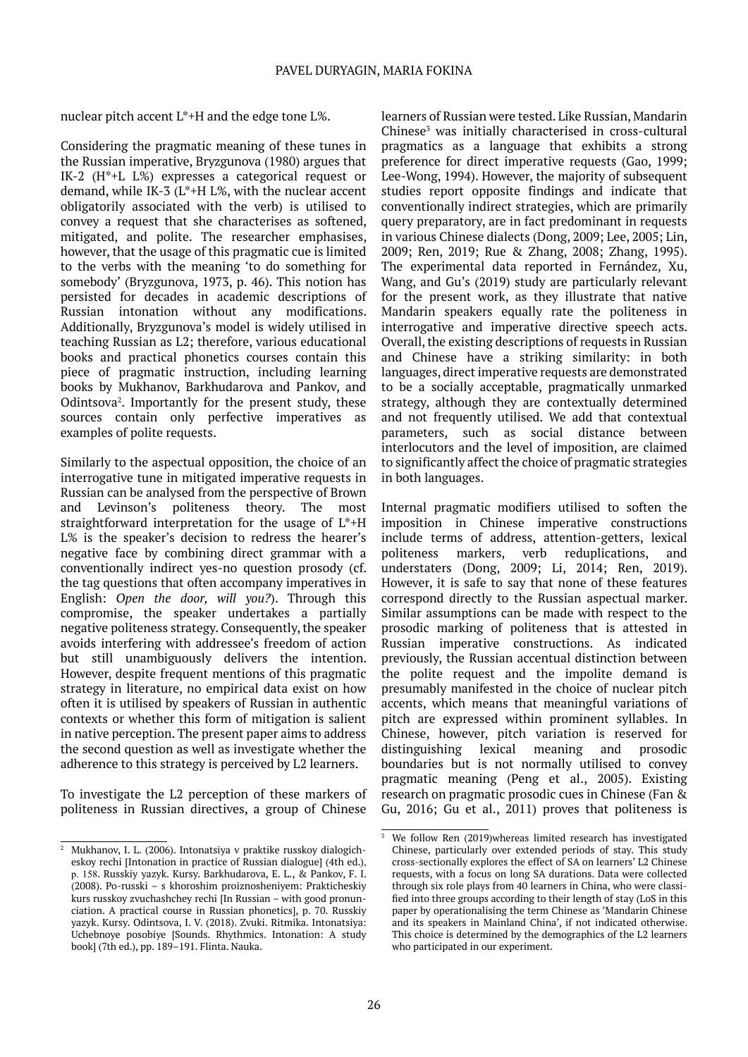nuclear pitch accent L*+H and the edge tone L%.

Considering the pragmatic meaning of these tunes in the Russian imperative, Bryzgunova (1980) argues that IK-2 (H*+L L%) expresses a categorical request or demand, while IK-3 (L*+H L%, with the nuclear accent obligatorily associated with the verb) is utilised to convey a request that she characterises as softened, mitigated, and polite. The researcher emphasises, however, that the usage of this pragmatic cue is limited to the verbs with the meaning 'to do something for somebody' (Bryzgunova, 1973, p. 46). This notion has persisted for decades in academic descriptions of Russian intonation without any modifications. Additionally, Bryzgunova's model is widely utilised in teaching Russian as L2; therefore, various educational books and practical phonetics courses contain this piece of pragmatic instruction, including learning books by Mukhanov, Barkhudarova and Pankov, and Odintsova[2]. Importantly for the present study, these sources contain only perfective imperatives as examples of polite requests.

Similarly to the aspectual opposition, the choice of an interrogative tune in mitigated imperative requests in Russian can be analysed from the perspective of Brown and Levinson's politeness theory. The most straightforward interpretation for the usage of L*+H L% is the speaker's decision to redress the hearer's negative face by combining direct grammar with a conventionally indirect yes-no question prosody (cf. the tag questions that often accompany imperatives in English: *Open the door, will you?*). Through this compromise, the speaker undertakes a partially negative politeness strategy. Consequently, the speaker avoids interfering with addressee's freedom of action but still unambiguously delivers the intention. However, despite frequent mentions of this pragmatic strategy in literature, no empirical data exist on how often it is utilised by speakers of Russian in authentic contexts or whether this form of mitigation is salient in native perception. The present paper aims to address the second question as well as investigate whether the adherence to this strategy is perceived by L2 learners.

To investigate the L2 perception of these markers of politeness in Russian directives, a group of Chinese learners of Russian were tested. Like Russian, Mandarin Chinese[3] was initially characterised in cross-cultural pragmatics as a language that exhibits a strong preference for direct imperative requests (Gao, 1999; Lee-Wong, 1994). However, the majority of subsequent studies report opposite findings and indicate that conventionally indirect strategies, which are primarily query preparatory, are in fact predominant in requests in various Chinese dialects (Dong, 2009; Lee, 2005; Lin, 2009; Ren, 2019; Rue & Zhang, 2008; Zhang, 1995). The experimental data reported in Fernández, Xu, Wang, and Gu's (2019) study are particularly relevant for the present work, as they illustrate that native Mandarin speakers equally rate the politeness in interrogative and imperative directive speech acts. Overall, the existing descriptions of requests in Russian and Chinese have a striking similarity: in both languages, direct imperative requests are demonstrated to be a socially acceptable, pragmatically unmarked strategy, although they are contextually determined and not frequently utilised. We add that contextual parameters, such as social distance between interlocutors and the level of imposition, are claimed to significantly affect the choice of pragmatic strategies in both languages.

Internal pragmatic modifiers utilised to soften the imposition in Chinese imperative constructions include terms of address, attention-getters, lexical politeness markers, verb reduplications, and understaters (Dong, 2009; Li, 2014; Ren, 2019). However, it is safe to say that none of these features correspond directly to the Russian aspectual marker. Similar assumptions can be made with respect to the prosodic marking of politeness that is attested in Russian imperative constructions. As indicated previously, the Russian accentual distinction between the polite request and the impolite demand is presumably manifested in the choice of nuclear pitch accents, which means that meaningful variations of pitch are expressed within prominent syllables. In Chinese, however, pitch variation is reserved for distinguishing lexical meaning and prosodic boundaries but is not normally utilised to convey pragmatic meaning (Peng et al., 2005). Existing research on pragmatic prosodic cues in Chinese (Fan & Gu, 2016; Gu et al., 2011) proves that politeness is

---

[2] Mukhanov, I. L. (2006). Intonatsiya v praktike russkoy dialogicheskoy rechi [Intonation in practice of Russian dialogue] (4th ed.), p. 158. Russkiy yazyk. Kursy. Barkhudarova, E. L., & Pankov, F. I. (2008). Po-russki – s khoroshim proiznosheniyem: Prakticheskiy kurs russkoy zvuchashchey rechi [In Russian – with good pronunciation. A practical course in Russian phonetics], p. 70. Russkiy yazyk. Kursy. Odintsova, I. V. (2018). Zvuki. Ritmika. Intonatsiya: Uchebnoye posobiye [Sounds. Rhythmics. Intonation: A study book] (7th ed.), pp. 189–191. Flinta. Nauka.

[3] We follow Ren (2019)whereas limited research has investigated Chinese, particularly over extended periods of stay. This study cross-sectionally explores the effect of SA on learners' L2 Chinese requests, with a focus on long SA durations. Data were collected through six role plays from 40 learners in China, who were classified into three groups according to their length of stay (LoS in this paper by operationalising the term Chinese as 'Mandarin Chinese and its speakers in Mainland China', if not indicated otherwise. This choice is determined by the demographics of the L2 learners who participated in our experiment.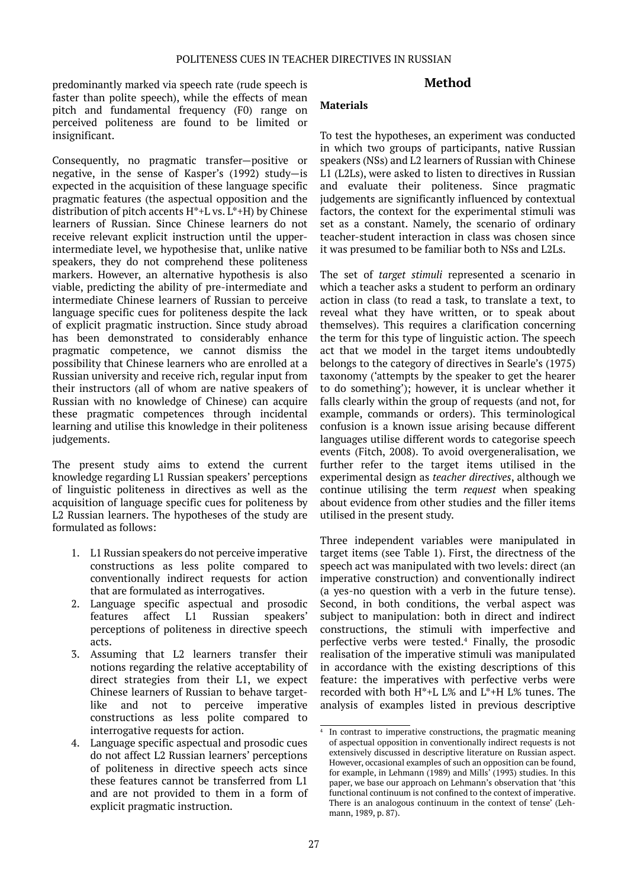predominantly marked via speech rate (rude speech is faster than polite speech), while the effects of mean pitch and fundamental frequency (F0) range on perceived politeness are found to be limited or insignificant.

Consequently, no pragmatic transfer—positive or negative, in the sense of Kasper's (1992) study—is expected in the acquisition of these language specific pragmatic features (the aspectual opposition and the distribution of pitch accents H*+L vs. L*+H) by Chinese learners of Russian. Since Chinese learners do not receive relevant explicit instruction until the upper-intermediate level, we hypothesise that, unlike native speakers, they do not comprehend these politeness markers. However, an alternative hypothesis is also viable, predicting the ability of pre-intermediate and intermediate Chinese learners of Russian to perceive language specific cues for politeness despite the lack of explicit pragmatic instruction. Since study abroad has been demonstrated to considerably enhance pragmatic competence, we cannot dismiss the possibility that Chinese learners who are enrolled at a Russian university and receive rich, regular input from their instructors (all of whom are native speakers of Russian with no knowledge of Chinese) can acquire these pragmatic competences through incidental learning and utilise this knowledge in their politeness judgements.

The present study aims to extend the current knowledge regarding L1 Russian speakers' perceptions of linguistic politeness in directives as well as the acquisition of language specific cues for politeness by L2 Russian learners. The hypotheses of the study are formulated as follows:

1. L1 Russian speakers do not perceive imperative constructions as less polite compared to conventionally indirect requests for action that are formulated as interrogatives.
2. Language specific aspectual and prosodic features affect L1 Russian speakers' perceptions of politeness in directive speech acts.
3. Assuming that L2 learners transfer their notions regarding the relative acceptability of direct strategies from their L1, we expect Chinese learners of Russian to behave target-like and not to perceive imperative constructions as less polite compared to interrogative requests for action.
4. Language specific aspectual and prosodic cues do not affect L2 Russian learners' perceptions of politeness in directive speech acts since these features cannot be transferred from L1 and are not provided to them in a form of explicit pragmatic instruction.

## Method

### Materials

To test the hypotheses, an experiment was conducted in which two groups of participants, native Russian speakers (NSs) and L2 learners of Russian with Chinese L1 (L2Ls), were asked to listen to directives in Russian and evaluate their politeness. Since pragmatic judgements are significantly influenced by contextual factors, the context for the experimental stimuli was set as a constant. Namely, the scenario of ordinary teacher-student interaction in class was chosen since it was presumed to be familiar both to NSs and L2Ls.

The set of *target stimuli* represented a scenario in which a teacher asks a student to perform an ordinary action in class (to read a task, to translate a text, to reveal what they have written, or to speak about themselves). This requires a clarification concerning the term for this type of linguistic action. The speech act that we model in the target items undoubtedly belongs to the category of directives in Searle's (1975) taxonomy ('attempts by the speaker to get the hearer to do something'); however, it is unclear whether it falls clearly within the group of requests (and not, for example, commands or orders). This terminological confusion is a known issue arising because different languages utilise different words to categorise speech events (Fitch, 2008). To avoid overgeneralisation, we further refer to the target items utilised in the experimental design as *teacher directives*, although we continue utilising the term *request* when speaking about evidence from other studies and the filler items utilised in the present study.

Three independent variables were manipulated in target items (see Table 1). First, the directness of the speech act was manipulated with two levels: direct (an imperative construction) and conventionally indirect (a yes-no question with a verb in the future tense). Second, in both conditions, the verbal aspect was subject to manipulation: both in direct and indirect constructions, the stimuli with imperfective and perfective verbs were tested.[4] Finally, the prosodic realisation of the imperative stimuli was manipulated in accordance with the existing descriptions of this feature: the imperatives with perfective verbs were recorded with both H*+L L% and L*+H L% tunes. The analysis of examples listed in previous descriptive

[4] In contrast to imperative constructions, the pragmatic meaning of aspectual opposition in conventionally indirect requests is not extensively discussed in descriptive literature on Russian aspect. However, occasional examples of such an opposition can be found, for example, in Lehmann (1989) and Mills' (1993) studies. In this paper, we base our approach on Lehmann's observation that 'this functional continuum is not confined to the context of imperative. There is an analogous continuum in the context of tense' (Lehmann, 1989, p. 87).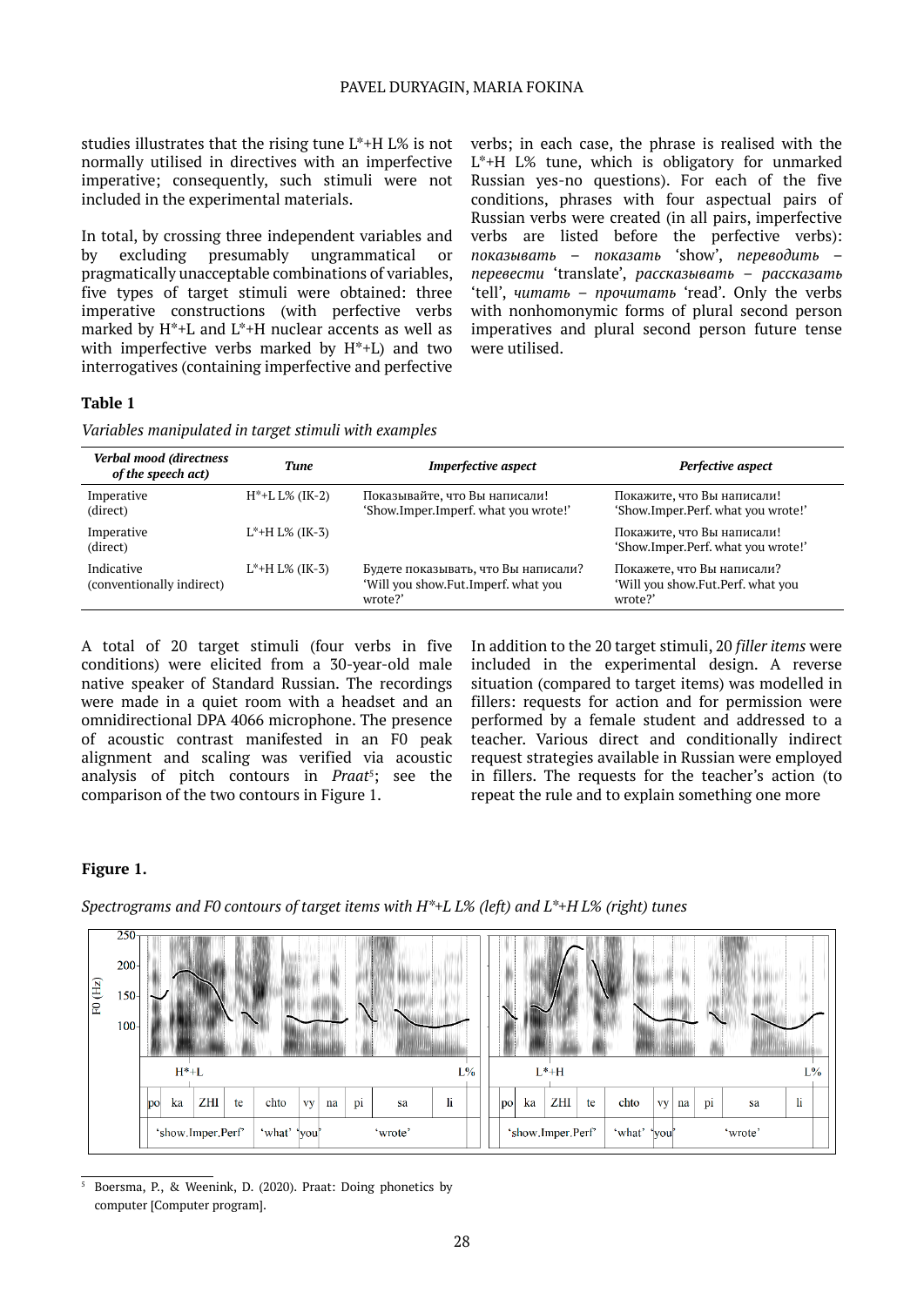studies illustrates that the rising tune L*+H L% is not normally utilised in directives with an imperfective imperative; consequently, such stimuli were not included in the experimental materials.

In total, by crossing three independent variables and by excluding presumably ungrammatical or pragmatically unacceptable combinations of variables, five types of target stimuli were obtained: three imperative constructions (with perfective verbs marked by H*+L and L*+H nuclear accents as well as with imperfective verbs marked by H*+L) and two interrogatives (containing imperfective and perfective verbs; in each case, the phrase is realised with the L*+H L% tune, which is obligatory for unmarked Russian yes-no questions). For each of the five conditions, phrases with four aspectual pairs of Russian verbs were created (in all pairs, imperfective verbs are listed before the perfective verbs): *показывать – показать* 'show', *переводить – перевести* 'translate', *рассказывать – рассказать* 'tell', *читать – прочитать* 'read'. Only the verbs with nonhomonymic forms of plural second person imperatives and plural second person future tense were utilised.

**Table 1**

*Variables manipulated in target stimuli with examples*

| *Verbal mood (directness of the speech act)* | *Tune* | *Imperfective aspect* | *Perfective aspect* |
|---|---|---|---|
| Imperative (direct) | H*+L L% (IK-2) | Показывайте, что Вы написали! 'Show.Imper.Imperf. what you wrote!' | Покажите, что Вы написали! 'Show.Imper.Perf. what you wrote!' |
| Imperative (direct) | L*+H L% (IK-3) | | Покажите, что Вы написали! 'Show.Imper.Perf. what you wrote!' |
| Indicative (conventionally indirect) | L*+H L% (IK-3) | Будете показывать, что Вы написали? 'Will you show.Fut.Imperf. what you wrote?' | Покажете, что Вы написали? 'Will you show.Fut.Perf. what you wrote?' |

A total of 20 target stimuli (four verbs in five conditions) were elicited from a 30-year-old male native speaker of Standard Russian. The recordings were made in a quiet room with a headset and an omnidirectional DPA 4066 microphone. The presence of acoustic contrast manifested in an F0 peak alignment and scaling was verified via acoustic analysis of pitch contours in *Praat*[5]; see the comparison of the two contours in Figure 1.

In addition to the 20 target stimuli, 20 *filler items* were included in the experimental design. A reverse situation (compared to target items) was modelled in fillers: requests for action and for permission were performed by a female student and addressed to a teacher. Various direct and conditionally indirect request strategies available in Russian were employed in fillers. The requests for the teacher's action (to repeat the rule and to explain something one more

**Figure 1.**

*Spectrograms and F0 contours of target items with H*+L L% (left) and L*+H L% (right) tunes*

[5] Boersma, P., & Weenink, D. (2020). Praat: Doing phonetics by computer [Computer program].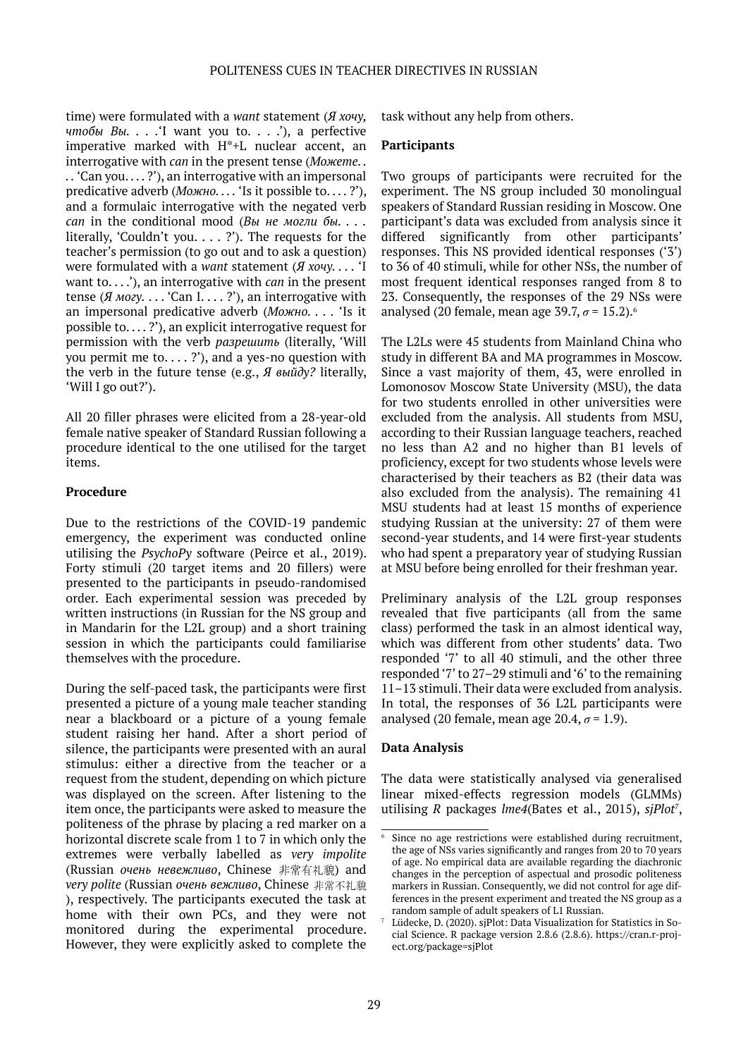time) were formulated with a *want* statement (*Я хочу, чтобы Вы. . . .*'I want you to. . . .'), a perfective imperative marked with H*+L nuclear accent, an interrogative with *can* in the present tense (*Можете. . . .* 'Can you. . . . ?'), an interrogative with an impersonal predicative adverb (*Можно. . . .* 'Is it possible to. . . . ?'), and a formulaic interrogative with the negated verb *can* in the conditional mood (*Вы не могли бы. . . .* literally, 'Couldn't you. . . . ?'). The requests for the teacher's permission (to go out and to ask a question) were formulated with a *want* statement (*Я хочу. . . .* 'I want to. . . .'), an interrogative with *can* in the present tense (*Я могу. . . .* 'Can I. . . . ?'), an interrogative with an impersonal predicative adverb (*Можно. . . .* 'Is it possible to. . . . ?'), an explicit interrogative request for permission with the verb *разрешить* (literally, 'Will you permit me to. . . . ?'), and a yes-no question with the verb in the future tense (e.g., *Я выйду?* literally, 'Will I go out?').

All 20 filler phrases were elicited from a 28-year-old female native speaker of Standard Russian following a procedure identical to the one utilised for the target items.

**Procedure**

Due to the restrictions of the COVID-19 pandemic emergency, the experiment was conducted online utilising the *PsychoPy* software (Peirce et al., 2019). Forty stimuli (20 target items and 20 fillers) were presented to the participants in pseudo-randomised order. Each experimental session was preceded by written instructions (in Russian for the NS group and in Mandarin for the L2L group) and a short training session in which the participants could familiarise themselves with the procedure.

During the self-paced task, the participants were first presented a picture of a young male teacher standing near a blackboard or a picture of a young female student raising her hand. After a short period of silence, the participants were presented with an aural stimulus: either a directive from the teacher or a request from the student, depending on which picture was displayed on the screen. After listening to the item once, the participants were asked to measure the politeness of the phrase by placing a red marker on a horizontal discrete scale from 1 to 7 in which only the extremes were verbally labelled as *very impolite* (Russian *очень невежливо*, Chinese 非常有礼貌) and *very polite* (Russian *очень вежливо*, Chinese 非常不礼貌), respectively. The participants executed the task at home with their own PCs, and they were not monitored during the experimental procedure. However, they were explicitly asked to complete the task without any help from others.

**Participants**

Two groups of participants were recruited for the experiment. The NS group included 30 monolingual speakers of Standard Russian residing in Moscow. One participant's data was excluded from analysis since it differed significantly from other participants' responses. This NS provided identical responses ('3') to 36 of 40 stimuli, while for other NSs, the number of most frequent identical responses ranged from 8 to 23. Consequently, the responses of the 29 NSs were analysed (20 female, mean age 39.7, $\sigma = 15.2$).[6]

The L2Ls were 45 students from Mainland China who study in different BA and MA programmes in Moscow. Since a vast majority of them, 43, were enrolled in Lomonosov Moscow State University (MSU), the data for two students enrolled in other universities were excluded from the analysis. All students from MSU, according to their Russian language teachers, reached no less than A2 and no higher than B1 levels of proficiency, except for two students whose levels were characterised by their teachers as B2 (their data was also excluded from the analysis). The remaining 41 MSU students had at least 15 months of experience studying Russian at the university: 27 of them were second-year students, and 14 were first-year students who had spent a preparatory year of studying Russian at MSU before being enrolled for their freshman year.

Preliminary analysis of the L2L group responses revealed that five participants (all from the same class) performed the task in an almost identical way, which was different from other students' data. Two responded '7' to all 40 stimuli, and the other three responded '7' to 27–29 stimuli and '6' to the remaining 11–13 stimuli. Their data were excluded from analysis. In total, the responses of 36 L2L participants were analysed (20 female, mean age 20.4, $\sigma = 1.9$).

**Data Analysis**

The data were statistically analysed via generalised linear mixed-effects regression models (GLMMs) utilising *R* packages *lme4*(Bates et al., 2015), *sjPlot*[7],

---

[6] Since no age restrictions were established during recruitment, the age of NSs varies significantly and ranges from 20 to 70 years of age. No empirical data are available regarding the diachronic changes in the perception of aspectual and prosodic politeness markers in Russian. Consequently, we did not control for age differences in the present experiment and treated the NS group as a random sample of adult speakers of L1 Russian.

[7] Lüdecke, D. (2020). sjPlot: Data Visualization for Statistics in Social Science. R package version 2.8.6 (2.8.6). https://cran.r-project.org/package=sjPlot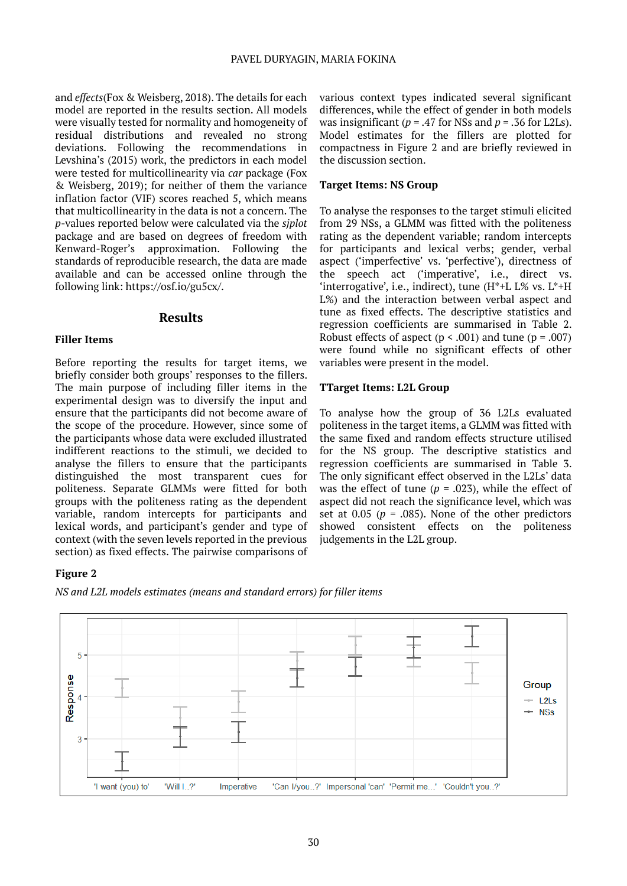and *effects*(Fox & Weisberg, 2018). The details for each model are reported in the results section. All models were visually tested for normality and homogeneity of residual distributions and revealed no strong deviations. Following the recommendations in Levshina's (2015) work, the predictors in each model were tested for multicollinearity via *car* package (Fox & Weisberg, 2019); for neither of them the variance inflation factor (VIF) scores reached 5, which means that multicollinearity in the data is not a concern. The *p*-values reported below were calculated via the *sjplot* package and are based on degrees of freedom with Kenward-Roger's approximation. Following the standards of reproducible research, the data are made available and can be accessed online through the following link: https://osf.io/gu5cx/.

## Results

### Filler Items

Before reporting the results for target items, we briefly consider both groups' responses to the fillers. The main purpose of including filler items in the experimental design was to diversify the input and ensure that the participants did not become aware of the scope of the procedure. However, since some of the participants whose data were excluded illustrated indifferent reactions to the stimuli, we decided to analyse the fillers to ensure that the participants distinguished the most transparent cues for politeness. Separate GLMMs were fitted for both groups with the politeness rating as the dependent variable, random intercepts for participants and lexical words, and participant's gender and type of context (with the seven levels reported in the previous section) as fixed effects. The pairwise comparisons of various context types indicated several significant differences, while the effect of gender in both models was insignificant ($p$ = .47 for NSs and $p$ = .36 for L2Ls). Model estimates for the fillers are plotted for compactness in Figure 2 and are briefly reviewed in the discussion section.

### Target Items: NS Group

To analyse the responses to the target stimuli elicited from 29 NSs, a GLMM was fitted with the politeness rating as the dependent variable; random intercepts for participants and lexical verbs; gender, verbal aspect ('imperfective' vs. 'perfective'), directness of the speech act ('imperative', i.e., direct vs. 'interrogative', i.e., indirect), tune (H*+L L% vs. L*+H L%) and the interaction between verbal aspect and tune as fixed effects. The descriptive statistics and regression coefficients are summarised in Table 2. Robust effects of aspect ($p$ < .001) and tune ($p$ = .007) were found while no significant effects of other variables were present in the model.

### TTarget Items: L2L Group

To analyse how the group of 36 L2Ls evaluated politeness in the target items, a GLMM was fitted with the same fixed and random effects structure utilised for the NS group. The descriptive statistics and regression coefficients are summarised in Table 3. The only significant effect observed in the L2Ls' data was the effect of tune ($p$ = .023), while the effect of aspect did not reach the significance level, which was set at 0.05 ($p$ = .085). None of the other predictors showed consistent effects on the politeness judgements in the L2L group.

**Figure 2**

*NS and L2L models estimates (means and standard errors) for filler items*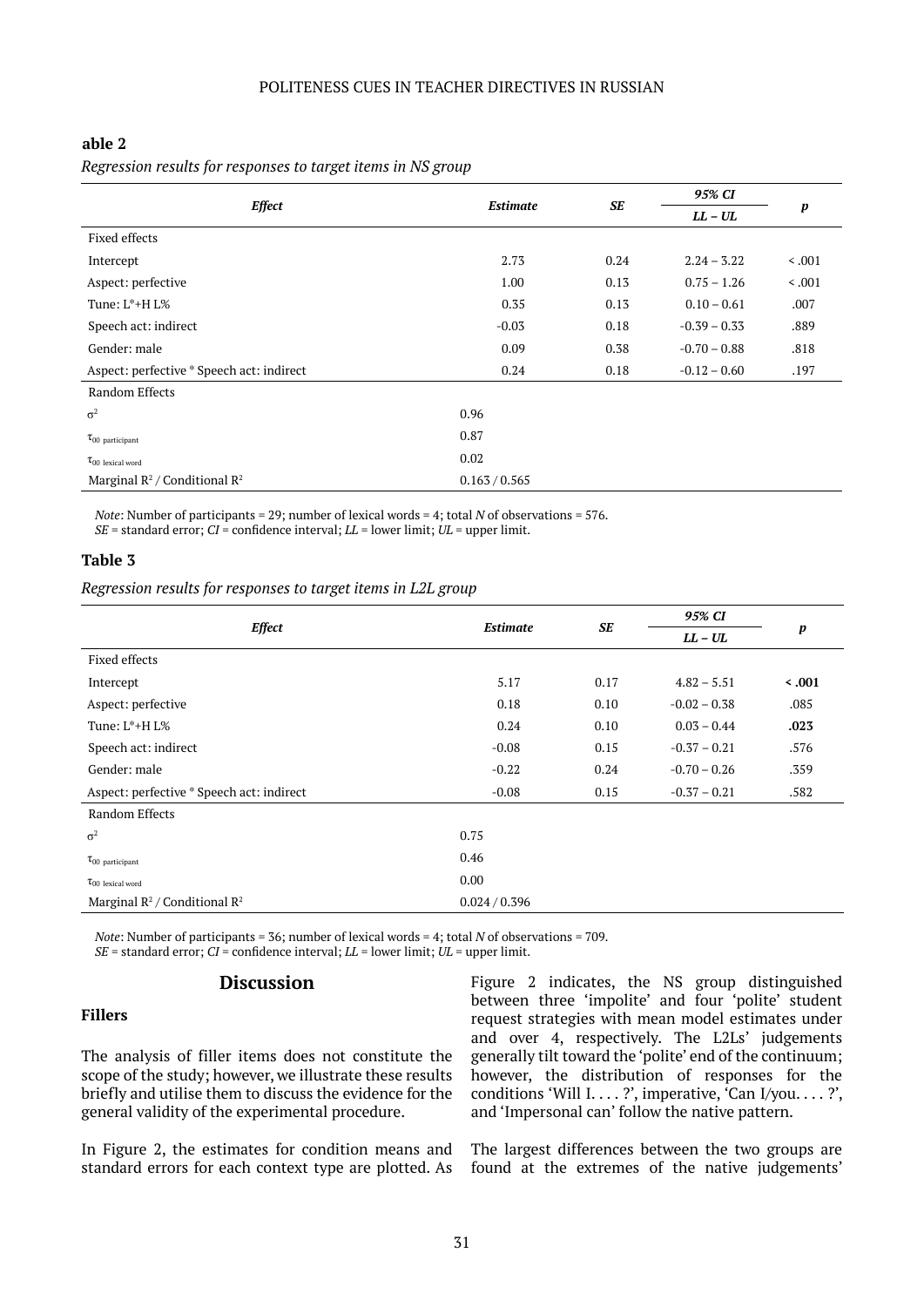**able 2**

*Regression results for responses to target items in NS group*

| *Effect* | *Estimate* | *SE* | *95% CI* | *p* |
|---|---|---|---|---|
| | | | *LL – UL* | |
| Fixed effects | | | | |
| Intercept | 2.73 | 0.24 | 2.24 – 3.22 | < .001 |
| Aspect: perfective | 1.00 | 0.13 | 0.75 – 1.26 | < .001 |
| Tune: L*+H L% | 0.35 | 0.13 | 0.10 – 0.61 | .007 |
| Speech act: indirect | -0.03 | 0.18 | -0.39 – 0.33 | .889 |
| Gender: male | 0.09 | 0.38 | -0.70 – 0.88 | .818 |
| Aspect: perfective * Speech act: indirect | 0.24 | 0.18 | -0.12 – 0.60 | .197 |
| Random Effects | | | | |
| $\sigma^2$ | 0.96 | | | |
| $\tau_{00\ \text{participant}}$ | 0.87 | | | |
| $\tau_{00\ \text{lexical word}}$ | 0.02 | | | |
| Marginal $R^2$ / Conditional $R^2$ | 0.163 / 0.565 | | | |

*Note*: Number of participants = 29; number of lexical words = 4; total *N* of observations = 576.
*SE* = standard error; *CI* = confidence interval; *LL* = lower limit; *UL* = upper limit.

**Table 3**

*Regression results for responses to target items in L2L group*

| *Effect* | *Estimate* | *SE* | *95% CI* | *p* |
|---|---|---|---|---|
| | | | *LL – UL* | |
| Fixed effects | | | | |
| Intercept | 5.17 | 0.17 | 4.82 – 5.51 | **< .001** |
| Aspect: perfective | 0.18 | 0.10 | -0.02 – 0.38 | .085 |
| Tune: L*+H L% | 0.24 | 0.10 | 0.03 – 0.44 | **.023** |
| Speech act: indirect | -0.08 | 0.15 | -0.37 – 0.21 | .576 |
| Gender: male | -0.22 | 0.24 | -0.70 – 0.26 | .359 |
| Aspect: perfective * Speech act: indirect | -0.08 | 0.15 | -0.37 – 0.21 | .582 |
| Random Effects | | | | |
| $\sigma^2$ | 0.75 | | | |
| $\tau_{00\ \text{participant}}$ | 0.46 | | | |
| $\tau_{00\ \text{lexical word}}$ | 0.00 | | | |
| Marginal $R^2$ / Conditional $R^2$ | 0.024 / 0.396 | | | |

*Note*: Number of participants = 36; number of lexical words = 4; total *N* of observations = 709.
*SE* = standard error; *CI* = confidence interval; *LL* = lower limit; *UL* = upper limit.

## Discussion

### Fillers

The analysis of filler items does not constitute the scope of the study; however, we illustrate these results briefly and utilise them to discuss the evidence for the general validity of the experimental procedure.

In Figure 2, the estimates for condition means and standard errors for each context type are plotted. As Figure 2 indicates, the NS group distinguished between three 'impolite' and four 'polite' student request strategies with mean model estimates under and over 4, respectively. The L2Ls' judgements generally tilt toward the 'polite' end of the continuum; however, the distribution of responses for the conditions 'Will I. . . . ?', imperative, 'Can I/you. . . . ?', and 'Impersonal can' follow the native pattern.

The largest differences between the two groups are found at the extremes of the native judgements'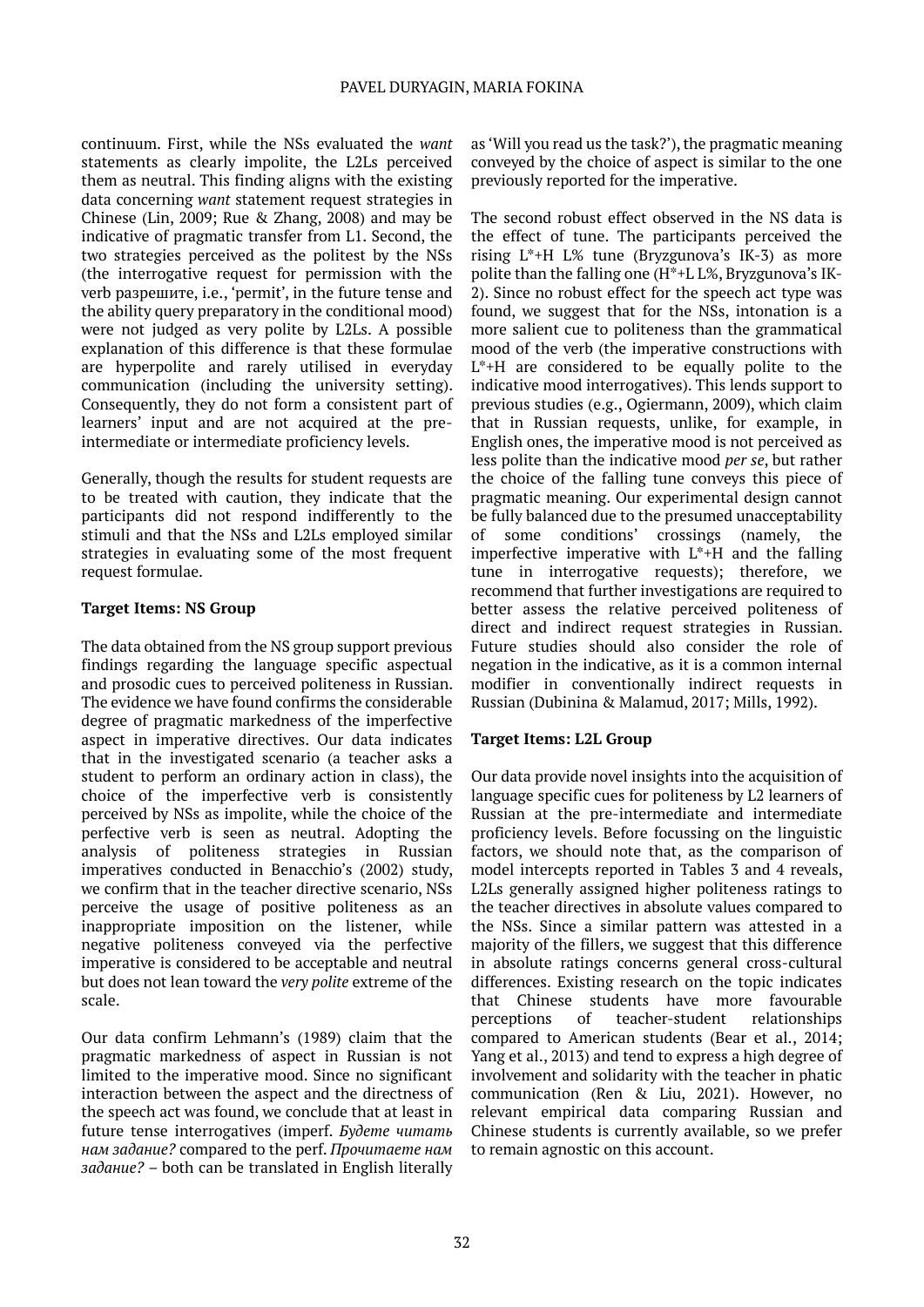continuum. First, while the NSs evaluated the *want* statements as clearly impolite, the L2Ls perceived them as neutral. This finding aligns with the existing data concerning *want* statement request strategies in Chinese (Lin, 2009; Rue & Zhang, 2008) and may be indicative of pragmatic transfer from L1. Second, the two strategies perceived as the politest by the NSs (the interrogative request for permission with the verb разрешите, i.e., 'permit', in the future tense and the ability query preparatory in the conditional mood) were not judged as very polite by L2Ls. A possible explanation of this difference is that these formulae are hyperpolite and rarely utilised in everyday communication (including the university setting). Consequently, they do not form a consistent part of learners' input and are not acquired at the pre-intermediate or intermediate proficiency levels.

Generally, though the results for student requests are to be treated with caution, they indicate that the participants did not respond indifferently to the stimuli and that the NSs and L2Ls employed similar strategies in evaluating some of the most frequent request formulae.

**Target Items: NS Group**

The data obtained from the NS group support previous findings regarding the language specific aspectual and prosodic cues to perceived politeness in Russian. The evidence we have found confirms the considerable degree of pragmatic markedness of the imperfective aspect in imperative directives. Our data indicates that in the investigated scenario (a teacher asks a student to perform an ordinary action in class), the choice of the imperfective verb is consistently perceived by NSs as impolite, while the choice of the perfective verb is seen as neutral. Adopting the analysis of politeness strategies in Russian imperatives conducted in Benacchio's (2002) study, we confirm that in the teacher directive scenario, NSs perceive the usage of positive politeness as an inappropriate imposition on the listener, while negative politeness conveyed via the perfective imperative is considered to be acceptable and neutral but does not lean toward the *very polite* extreme of the scale.

Our data confirm Lehmann's (1989) claim that the pragmatic markedness of aspect in Russian is not limited to the imperative mood. Since no significant interaction between the aspect and the directness of the speech act was found, we conclude that at least in future tense interrogatives (imperf. *Будете читать нам задание?* compared to the perf. *Прочитаете нам задание?* – both can be translated in English literally as 'Will you read us the task?'), the pragmatic meaning conveyed by the choice of aspect is similar to the one previously reported for the imperative.

The second robust effect observed in the NS data is the effect of tune. The participants perceived the rising L\*+H L% tune (Bryzgunova's IK-3) as more polite than the falling one (H\*+L L%, Bryzgunova's IK-2). Since no robust effect for the speech act type was found, we suggest that for the NSs, intonation is a more salient cue to politeness than the grammatical mood of the verb (the imperative constructions with L\*+H are considered to be equally polite to the indicative mood interrogatives). This lends support to previous studies (e.g., Ogiermann, 2009), which claim that in Russian requests, unlike, for example, in English ones, the imperative mood is not perceived as less polite than the indicative mood *per se*, but rather the choice of the falling tune conveys this piece of pragmatic meaning. Our experimental design cannot be fully balanced due to the presumed unacceptability of some conditions' crossings (namely, the imperfective imperative with L\*+H and the falling tune in interrogative requests); therefore, we recommend that further investigations are required to better assess the relative perceived politeness of direct and indirect request strategies in Russian. Future studies should also consider the role of negation in the indicative, as it is a common internal modifier in conventionally indirect requests in Russian (Dubinina & Malamud, 2017; Mills, 1992).

**Target Items: L2L Group**

Our data provide novel insights into the acquisition of language specific cues for politeness by L2 learners of Russian at the pre-intermediate and intermediate proficiency levels. Before focussing on the linguistic factors, we should note that, as the comparison of model intercepts reported in Tables 3 and 4 reveals, L2Ls generally assigned higher politeness ratings to the teacher directives in absolute values compared to the NSs. Since a similar pattern was attested in a majority of the fillers, we suggest that this difference in absolute ratings concerns general cross-cultural differences. Existing research on the topic indicates that Chinese students have more favourable perceptions of teacher-student relationships compared to American students (Bear et al., 2014; Yang et al., 2013) and tend to express a high degree of involvement and solidarity with the teacher in phatic communication (Ren & Liu, 2021). However, no relevant empirical data comparing Russian and Chinese students is currently available, so we prefer to remain agnostic on this account.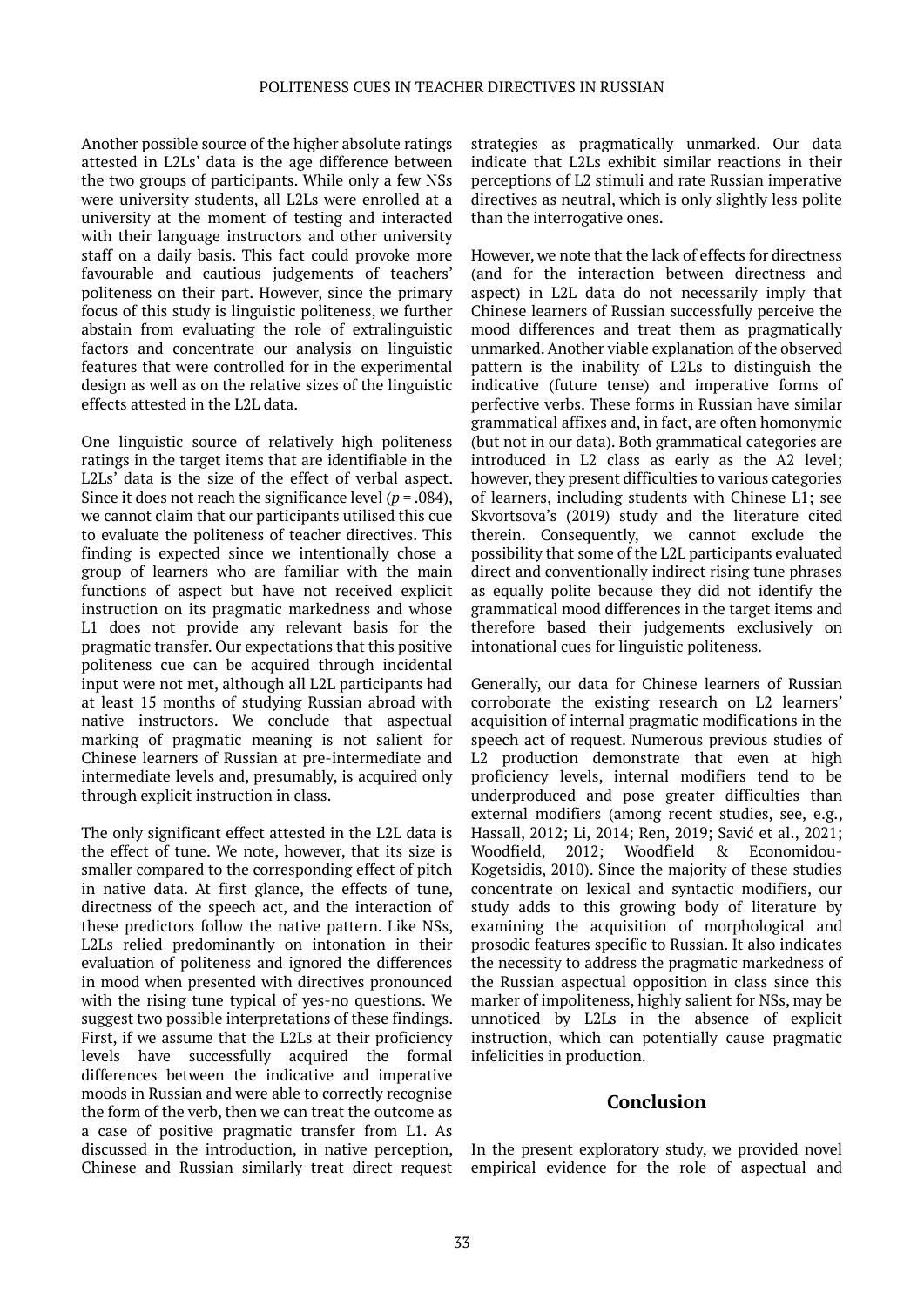Another possible source of the higher absolute ratings attested in L2Ls' data is the age difference between the two groups of participants. While only a few NSs were university students, all L2Ls were enrolled at a university at the moment of testing and interacted with their language instructors and other university staff on a daily basis. This fact could provoke more favourable and cautious judgements of teachers' politeness on their part. However, since the primary focus of this study is linguistic politeness, we further abstain from evaluating the role of extralinguistic factors and concentrate our analysis on linguistic features that were controlled for in the experimental design as well as on the relative sizes of the linguistic effects attested in the L2L data.

One linguistic source of relatively high politeness ratings in the target items that are identifiable in the L2Ls' data is the size of the effect of verbal aspect. Since it does not reach the significance level ($p = .084$), we cannot claim that our participants utilised this cue to evaluate the politeness of teacher directives. This finding is expected since we intentionally chose a group of learners who are familiar with the main functions of aspect but have not received explicit instruction on its pragmatic markedness and whose L1 does not provide any relevant basis for the pragmatic transfer. Our expectations that this positive politeness cue can be acquired through incidental input were not met, although all L2L participants had at least 15 months of studying Russian abroad with native instructors. We conclude that aspectual marking of pragmatic meaning is not salient for Chinese learners of Russian at pre-intermediate and intermediate levels and, presumably, is acquired only through explicit instruction in class.

The only significant effect attested in the L2L data is the effect of tune. We note, however, that its size is smaller compared to the corresponding effect of pitch in native data. At first glance, the effects of tune, directness of the speech act, and the interaction of these predictors follow the native pattern. Like NSs, L2Ls relied predominantly on intonation in their evaluation of politeness and ignored the differences in mood when presented with directives pronounced with the rising tune typical of yes-no questions. We suggest two possible interpretations of these findings. First, if we assume that the L2Ls at their proficiency levels have successfully acquired the formal differences between the indicative and imperative moods in Russian and were able to correctly recognise the form of the verb, then we can treat the outcome as a case of positive pragmatic transfer from L1. As discussed in the introduction, in native perception, Chinese and Russian similarly treat direct request strategies as pragmatically unmarked. Our data indicate that L2Ls exhibit similar reactions in their perceptions of L2 stimuli and rate Russian imperative directives as neutral, which is only slightly less polite than the interrogative ones.

However, we note that the lack of effects for directness (and for the interaction between directness and aspect) in L2L data do not necessarily imply that Chinese learners of Russian successfully perceive the mood differences and treat them as pragmatically unmarked. Another viable explanation of the observed pattern is the inability of L2Ls to distinguish the indicative (future tense) and imperative forms of perfective verbs. These forms in Russian have similar grammatical affixes and, in fact, are often homonymic (but not in our data). Both grammatical categories are introduced in L2 class as early as the A2 level; however, they present difficulties to various categories of learners, including students with Chinese L1; see Skvortsova's (2019) study and the literature cited therein. Consequently, we cannot exclude the possibility that some of the L2L participants evaluated direct and conventionally indirect rising tune phrases as equally polite because they did not identify the grammatical mood differences in the target items and therefore based their judgements exclusively on intonational cues for linguistic politeness.

Generally, our data for Chinese learners of Russian corroborate the existing research on L2 learners' acquisition of internal pragmatic modifications in the speech act of request. Numerous previous studies of L2 production demonstrate that even at high proficiency levels, internal modifiers tend to be underproduced and pose greater difficulties than external modifiers (among recent studies, see, e.g., Hassall, 2012; Li, 2014; Ren, 2019; Savić et al., 2021; Woodfield, 2012; Woodfield & Economidou-Kogetsidis, 2010). Since the majority of these studies concentrate on lexical and syntactic modifiers, our study adds to this growing body of literature by examining the acquisition of morphological and prosodic features specific to Russian. It also indicates the necessity to address the pragmatic markedness of the Russian aspectual opposition in class since this marker of impoliteness, highly salient for NSs, may be unnoticed by L2Ls in the absence of explicit instruction, which can potentially cause pragmatic infelicities in production.

## Conclusion

In the present exploratory study, we provided novel empirical evidence for the role of aspectual and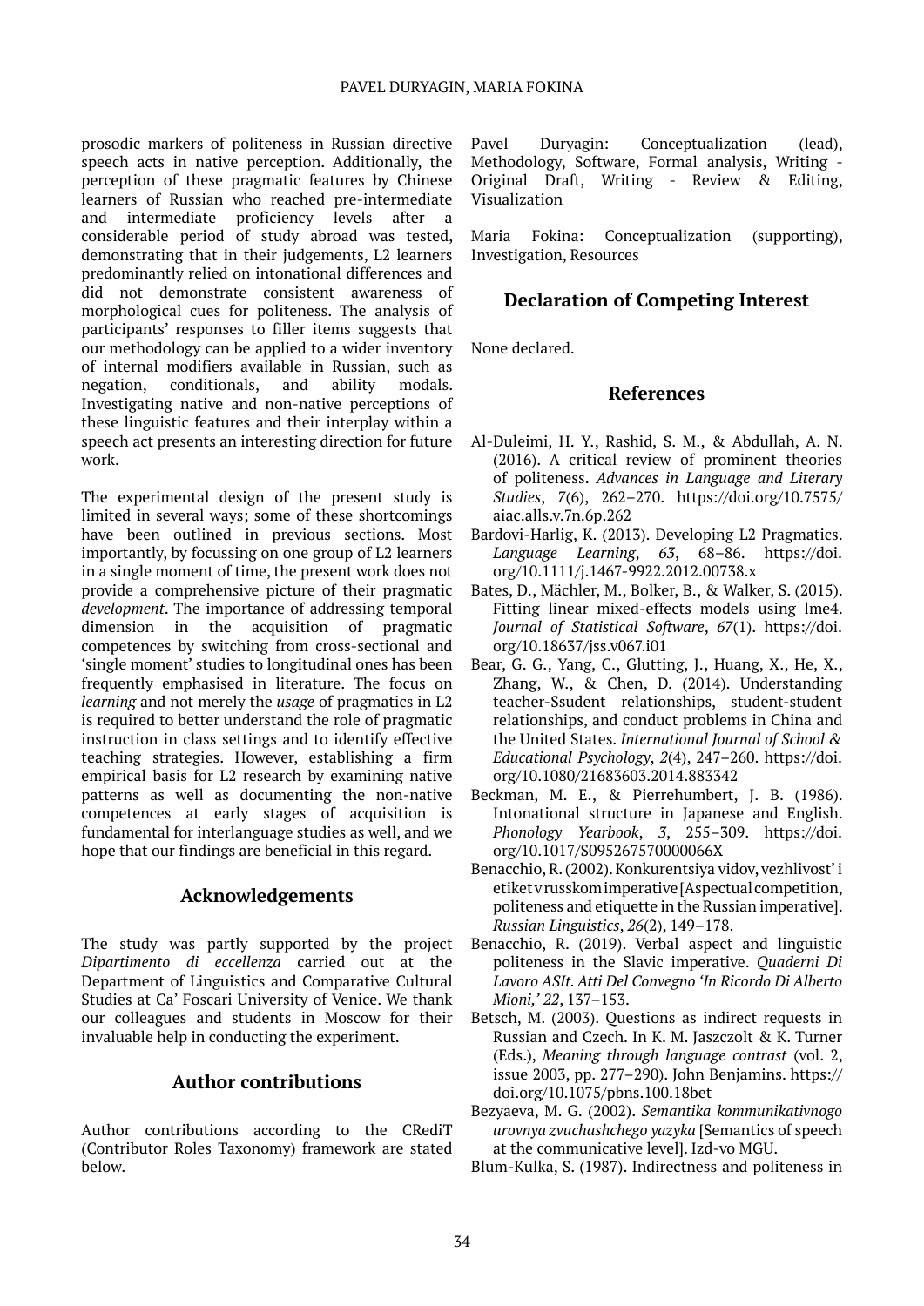prosodic markers of politeness in Russian directive speech acts in native perception. Additionally, the perception of these pragmatic features by Chinese learners of Russian who reached pre-intermediate and intermediate proficiency levels after a considerable period of study abroad was tested, demonstrating that in their judgements, L2 learners predominantly relied on intonational differences and did not demonstrate consistent awareness of morphological cues for politeness. The analysis of participants' responses to filler items suggests that our methodology can be applied to a wider inventory of internal modifiers available in Russian, such as negation, conditionals, and ability modals. Investigating native and non-native perceptions of these linguistic features and their interplay within a speech act presents an interesting direction for future work.

The experimental design of the present study is limited in several ways; some of these shortcomings have been outlined in previous sections. Most importantly, by focussing on one group of L2 learners in a single moment of time, the present work does not provide a comprehensive picture of their pragmatic *development*. The importance of addressing temporal dimension in the acquisition of pragmatic competences by switching from cross-sectional and 'single moment' studies to longitudinal ones has been frequently emphasised in literature. The focus on *learning* and not merely the *usage* of pragmatics in L2 is required to better understand the role of pragmatic instruction in class settings and to identify effective teaching strategies. However, establishing a firm empirical basis for L2 research by examining native patterns as well as documenting the non-native competences at early stages of acquisition is fundamental for interlanguage studies as well, and we hope that our findings are beneficial in this regard.

## Acknowledgements

The study was partly supported by the project *Dipartimento di eccellenza* carried out at the Department of Linguistics and Comparative Cultural Studies at Ca' Foscari University of Venice. We thank our colleagues and students in Moscow for their invaluable help in conducting the experiment.

## Author contributions

Author contributions according to the CRediT (Contributor Roles Taxonomy) framework are stated below.

Pavel Duryagin: Conceptualization (lead), Methodology, Software, Formal analysis, Writing - Original Draft, Writing - Review & Editing, Visualization

Maria Fokina: Conceptualization (supporting), Investigation, Resources

## Declaration of Competing Interest

None declared.

## References

Al-Duleimi, H. Y., Rashid, S. M., & Abdullah, A. N. (2016). A critical review of prominent theories of politeness. *Advances in Language and Literary Studies*, *7*(6), 262–270. https://doi.org/10.7575/aiac.alls.v.7n.6p.262

Bardovi-Harlig, K. (2013). Developing L2 Pragmatics. *Language Learning*, *63*, 68–86. https://doi.org/10.1111/j.1467-9922.2012.00738.x

Bates, D., Mächler, M., Bolker, B., & Walker, S. (2015). Fitting linear mixed-effects models using lme4. *Journal of Statistical Software*, *67*(1). https://doi.org/10.18637/jss.v067.i01

Bear, G. G., Yang, C., Glutting, J., Huang, X., He, X., Zhang, W., & Chen, D. (2014). Understanding teacher-Ssudent relationships, student-student relationships, and conduct problems in China and the United States. *International Journal of School & Educational Psychology*, *2*(4), 247–260. https://doi.org/10.1080/21683603.2014.883342

Beckman, M. E., & Pierrehumbert, J. B. (1986). Intonational structure in Japanese and English. *Phonology Yearbook*, *3*, 255–309. https://doi.org/10.1017/S095267570000066X

Benacchio, R. (2002). Konkurentsiya vidov, vezhlivost' i etiket v russkom imperative [Aspectual competition, politeness and etiquette in the Russian imperative]. *Russian Linguistics*, *26*(2), 149–178.

Benacchio, R. (2019). Verbal aspect and linguistic politeness in the Slavic imperative. *Quaderni Di Lavoro ASIt. Atti Del Convegno 'In Ricordo Di Alberto Mioni,' 22*, 137–153.

Betsch, M. (2003). Questions as indirect requests in Russian and Czech. In K. M. Jaszczolt & K. Turner (Eds.), *Meaning through language contrast* (vol. 2, issue 2003, pp. 277–290). John Benjamins. https://doi.org/10.1075/pbns.100.18bet

Bezyaeva, M. G. (2002). *Semantika kommunikativnogo urovnya zvuchashchego yazyka* [Semantics of speech at the communicative level]. Izd-vo MGU.

Blum-Kulka, S. (1987). Indirectness and politeness in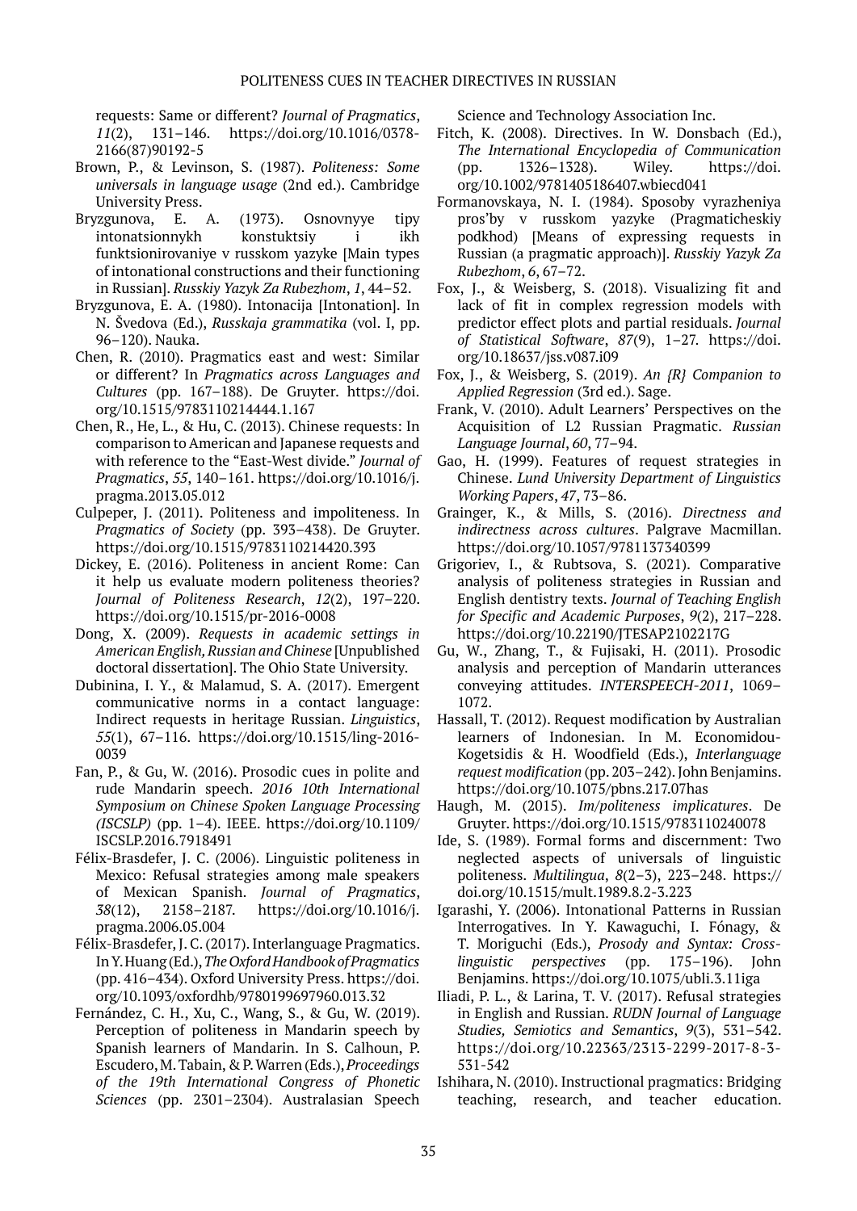requests: Same or different? *Journal of Pragmatics*, *11*(2), 131–146. https://doi.org/10.1016/0378-2166(87)90192-5

Brown, P., & Levinson, S. (1987). *Politeness: Some universals in language usage* (2nd ed.). Cambridge University Press.

Bryzgunova, E. A. (1973). Osnovnyye tipy intonatsionnykh konstuktsiy i ikh funktsionirovaniye v russkom yazyke [Main types of intonational constructions and their functioning in Russian]. *Russkiy Yazyk Za Rubezhom*, *1*, 44–52.

Bryzgunova, E. A. (1980). Intonacija [Intonation]. In N. Švedova (Ed.), *Russkaja grammatika* (vol. I, pp. 96–120). Nauka.

Chen, R. (2010). Pragmatics east and west: Similar or different? In *Pragmatics across Languages and Cultures* (pp. 167–188). De Gruyter. https://doi.org/10.1515/9783110214444.1.167

Chen, R., He, L., & Hu, C. (2013). Chinese requests: In comparison to American and Japanese requests and with reference to the "East-West divide." *Journal of Pragmatics*, *55*, 140–161. https://doi.org/10.1016/j.pragma.2013.05.012

Culpeper, J. (2011). Politeness and impoliteness. In *Pragmatics of Society* (pp. 393–438). De Gruyter. https://doi.org/10.1515/9783110214420.393

Dickey, E. (2016). Politeness in ancient Rome: Can it help us evaluate modern politeness theories? *Journal of Politeness Research*, *12*(2), 197–220. https://doi.org/10.1515/pr-2016-0008

Dong, X. (2009). *Requests in academic settings in American English, Russian and Chinese* [Unpublished doctoral dissertation]. The Ohio State University.

Dubinina, I. Y., & Malamud, S. A. (2017). Emergent communicative norms in a contact language: Indirect requests in heritage Russian. *Linguistics*, *55*(1), 67–116. https://doi.org/10.1515/ling-2016-0039

Fan, P., & Gu, W. (2016). Prosodic cues in polite and rude Mandarin speech. *2016 10th International Symposium on Chinese Spoken Language Processing (ISCSLP)* (pp. 1–4). IEEE. https://doi.org/10.1109/ISCSLP.2016.7918491

Félix-Brasdefer, J. C. (2006). Linguistic politeness in Mexico: Refusal strategies among male speakers of Mexican Spanish. *Journal of Pragmatics*, *38*(12), 2158–2187. https://doi.org/10.1016/j.pragma.2006.05.004

Félix-Brasdefer, J. C. (2017). Interlanguage Pragmatics. In Y. Huang (Ed.), *The Oxford Handbook of Pragmatics* (pp. 416–434). Oxford University Press. https://doi.org/10.1093/oxfordhb/9780199697960.013.32

Fernández, C. H., Xu, C., Wang, S., & Gu, W. (2019). Perception of politeness in Mandarin speech by Spanish learners of Mandarin. In S. Calhoun, P. Escudero, M. Tabain, & P. Warren (Eds.), *Proceedings of the 19th International Congress of Phonetic Sciences* (pp. 2301–2304). Australasian Speech Science and Technology Association Inc.

Fitch, K. (2008). Directives. In W. Donsbach (Ed.), *The International Encyclopedia of Communication* (pp. 1326–1328). Wiley. https://doi.org/10.1002/9781405186407.wbiecd041

Formanovskaya, N. I. (1984). Sposoby vyrazheniya pros'by v russkom yazyke (Pragmaticheskiy podkhod) [Means of expressing requests in Russian (a pragmatic approach)]. *Russkiy Yazyk Za Rubezhom*, *6*, 67–72.

Fox, J., & Weisberg, S. (2018). Visualizing fit and lack of fit in complex regression models with predictor effect plots and partial residuals. *Journal of Statistical Software*, *87*(9), 1–27. https://doi.org/10.18637/jss.v087.i09

Fox, J., & Weisberg, S. (2019). *An {R} Companion to Applied Regression* (3rd ed.). Sage.

Frank, V. (2010). Adult Learners' Perspectives on the Acquisition of L2 Russian Pragmatic. *Russian Language Journal*, *60*, 77–94.

Gao, H. (1999). Features of request strategies in Chinese. *Lund University Department of Linguistics Working Papers*, *47*, 73–86.

Grainger, K., & Mills, S. (2016). *Directness and indirectness across cultures*. Palgrave Macmillan. https://doi.org/10.1057/9781137340399

Grigoriev, I., & Rubtsova, S. (2021). Comparative analysis of politeness strategies in Russian and English dentistry texts. *Journal of Teaching English for Specific and Academic Purposes*, *9*(2), 217–228. https://doi.org/10.22190/JTESAP2102217G

Gu, W., Zhang, T., & Fujisaki, H. (2011). Prosodic analysis and perception of Mandarin utterances conveying attitudes. *INTERSPEECH-2011*, 1069–1072.

Hassall, T. (2012). Request modification by Australian learners of Indonesian. In M. Economidou-Kogetsidis & H. Woodfield (Eds.), *Interlanguage request modification* (pp. 203–242). John Benjamins. https://doi.org/10.1075/pbns.217.07has

Haugh, M. (2015). *Im/politeness implicatures*. De Gruyter. https://doi.org/10.1515/9783110240078

Ide, S. (1989). Formal forms and discernment: Two neglected aspects of universals of linguistic politeness. *Multilingua*, *8*(2–3), 223–248. https://doi.org/10.1515/mult.1989.8.2-3.223

Igarashi, Y. (2006). Intonational Patterns in Russian Interrogatives. In Y. Kawaguchi, I. Fónagy, & T. Moriguchi (Eds.), *Prosody and Syntax: Cross-linguistic perspectives* (pp. 175–196). John Benjamins. https://doi.org/10.1075/ubli.3.11iga

Iliadi, P. L., & Larina, T. V. (2017). Refusal strategies in English and Russian. *RUDN Journal of Language Studies, Semiotics and Semantics*, *9*(3), 531–542. https://doi.org/10.22363/2313-2299-2017-8-3-531-542

Ishihara, N. (2010). Instructional pragmatics: Bridging teaching, research, and teacher education.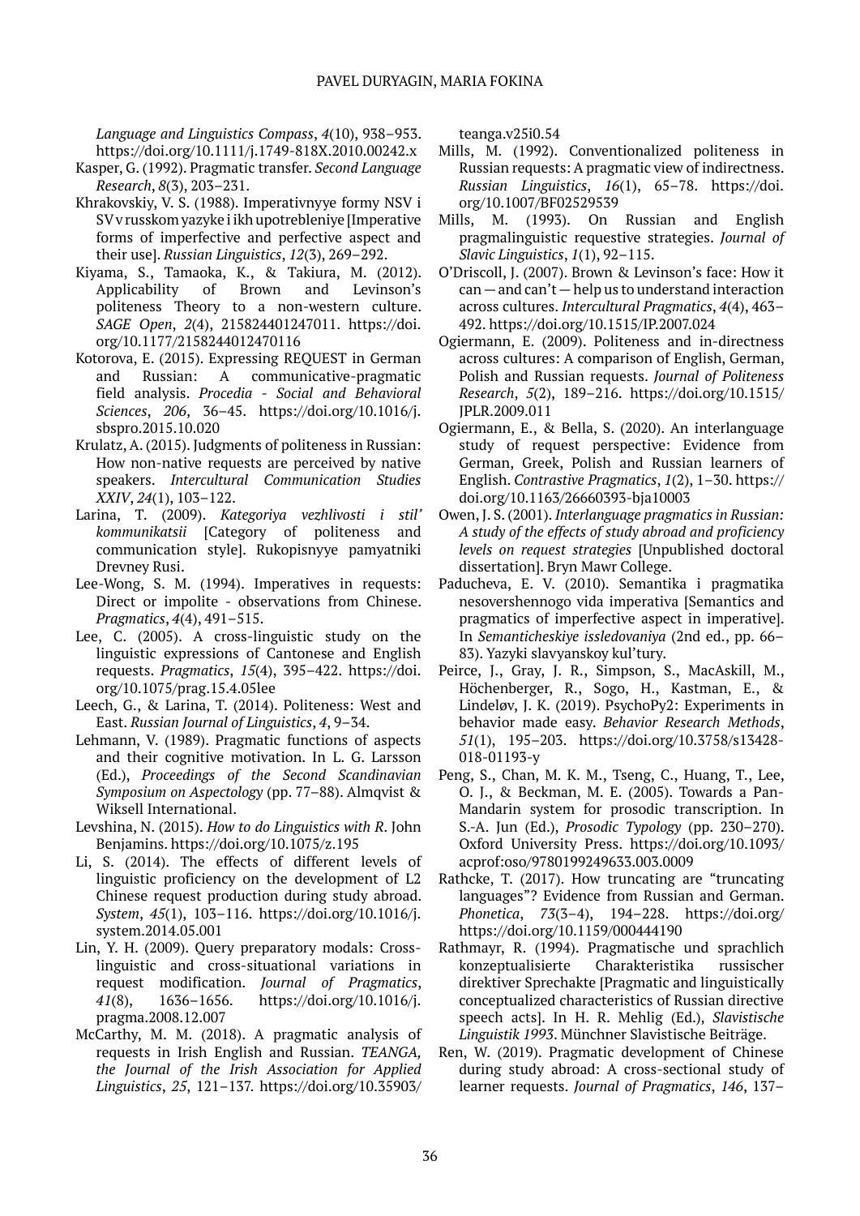*Language and Linguistics Compass*, *4*(10), 938–953. https://doi.org/10.1111/j.1749-818X.2010.00242.x

Kasper, G. (1992). Pragmatic transfer. *Second Language Research*, *8*(3), 203–231.

Khrakovskiy, V. S. (1988). Imperativnyye formy NSV i SV v russkom yazyke i ikh upotrebleniye [Imperative forms of imperfective and perfective aspect and their use]. *Russian Linguistics*, *12*(3), 269–292.

Kiyama, S., Tamaoka, K., & Takiura, M. (2012). Applicability of Brown and Levinson's politeness Theory to a non-western culture. *SAGE Open*, *2*(4), 215824401247011. https://doi.org/10.1177/2158244012470116

Kotorova, E. (2015). Expressing REQUEST in German and Russian: A communicative-pragmatic field analysis. *Procedia - Social and Behavioral Sciences*, *206*, 36–45. https://doi.org/10.1016/j.sbspro.2015.10.020

Krulatz, A. (2015). Judgments of politeness in Russian: How non-native requests are perceived by native speakers. *Intercultural Communication Studies XXIV*, *24*(1), 103–122.

Larina, T. (2009). *Kategoriya vezhlivosti i stil' kommunikatsii* [Category of politeness and communication style]. Rukopisnyye pamyatniki Drevney Rusi.

Lee-Wong, S. M. (1994). Imperatives in requests: Direct or impolite - observations from Chinese. *Pragmatics*, *4*(4), 491–515.

Lee, C. (2005). A cross-linguistic study on the linguistic expressions of Cantonese and English requests. *Pragmatics*, *15*(4), 395–422. https://doi.org/10.1075/prag.15.4.05lee

Leech, G., & Larina, T. (2014). Politeness: West and East. *Russian Journal of Linguistics*, *4*, 9–34.

Lehmann, V. (1989). Pragmatic functions of aspects and their cognitive motivation. In L. G. Larsson (Ed.), *Proceedings of the Second Scandinavian Symposium on Aspectology* (pp. 77–88). Almqvist & Wiksell International.

Levshina, N. (2015). *How to do Linguistics with R*. John Benjamins. https://doi.org/10.1075/z.195

Li, S. (2014). The effects of different levels of linguistic proficiency on the development of L2 Chinese request production during study abroad. *System*, *45*(1), 103–116. https://doi.org/10.1016/j.system.2014.05.001

Lin, Y. H. (2009). Query preparatory modals: Cross-linguistic and cross-situational variations in request modification. *Journal of Pragmatics*, *41*(8), 1636–1656. https://doi.org/10.1016/j.pragma.2008.12.007

McCarthy, M. M. (2018). A pragmatic analysis of requests in Irish English and Russian. *TEANGA, the Journal of the Irish Association for Applied Linguistics*, *25*, 121–137. https://doi.org/10.35903/teanga.v25i0.54

Mills, M. (1992). Conventionalized politeness in Russian requests: A pragmatic view of indirectness. *Russian Linguistics*, *16*(1), 65–78. https://doi.org/10.1007/BF02529539

Mills, M. (1993). On Russian and English pragmalinguistic requestive strategies. *Journal of Slavic Linguistics*, *1*(1), 92–115.

O'Driscoll, J. (2007). Brown & Levinson's face: How it can — and can't — help us to understand interaction across cultures. *Intercultural Pragmatics*, *4*(4), 463–492. https://doi.org/10.1515/IP.2007.024

Ogiermann, E. (2009). Politeness and in-directness across cultures: A comparison of English, German, Polish and Russian requests. *Journal of Politeness Research*, *5*(2), 189–216. https://doi.org/10.1515/JPLR.2009.011

Ogiermann, E., & Bella, S. (2020). An interlanguage study of request perspective: Evidence from German, Greek, Polish and Russian learners of English. *Contrastive Pragmatics*, *1*(2), 1–30. https://doi.org/10.1163/26660393-bja10003

Owen, J. S. (2001). *Interlanguage pragmatics in Russian: A study of the effects of study abroad and proficiency levels on request strategies* [Unpublished doctoral dissertation]. Bryn Mawr College.

Paducheva, E. V. (2010). Semantika i pragmatika nesovershennogo vida imperativa [Semantics and pragmatics of imperfective aspect in imperative]. In *Semanticheskiye issledovaniya* (2nd ed., pp. 66–83). Yazyki slavyanskoy kul'tury.

Peirce, J., Gray, J. R., Simpson, S., MacAskill, M., Höchenberger, R., Sogo, H., Kastman, E., & Lindeløv, J. K. (2019). PsychoPy2: Experiments in behavior made easy. *Behavior Research Methods*, *51*(1), 195–203. https://doi.org/10.3758/s13428-018-01193-y

Peng, S., Chan, M. K. M., Tseng, C., Huang, T., Lee, O. J., & Beckman, M. E. (2005). Towards a Pan-Mandarin system for prosodic transcription. In S.-A. Jun (Ed.), *Prosodic Typology* (pp. 230–270). Oxford University Press. https://doi.org/10.1093/acprof:oso/9780199249633.003.0009

Rathcke, T. (2017). How truncating are "truncating languages"? Evidence from Russian and German. *Phonetica*, *73*(3–4), 194–228. https://doi.org/https://doi.org/10.1159/000444190

Rathmayr, R. (1994). Pragmatische und sprachlich konzeptualisierte Charakteristika russischer direktiver Sprechakte [Pragmatic and linguistically conceptualized characteristics of Russian directive speech acts]. In H. R. Mehlig (Ed.), *Slavistische Linguistik 1993*. Münchner Slavistische Beiträge.

Ren, W. (2019). Pragmatic development of Chinese during study abroad: A cross-sectional study of learner requests. *Journal of Pragmatics*, *146*, 137–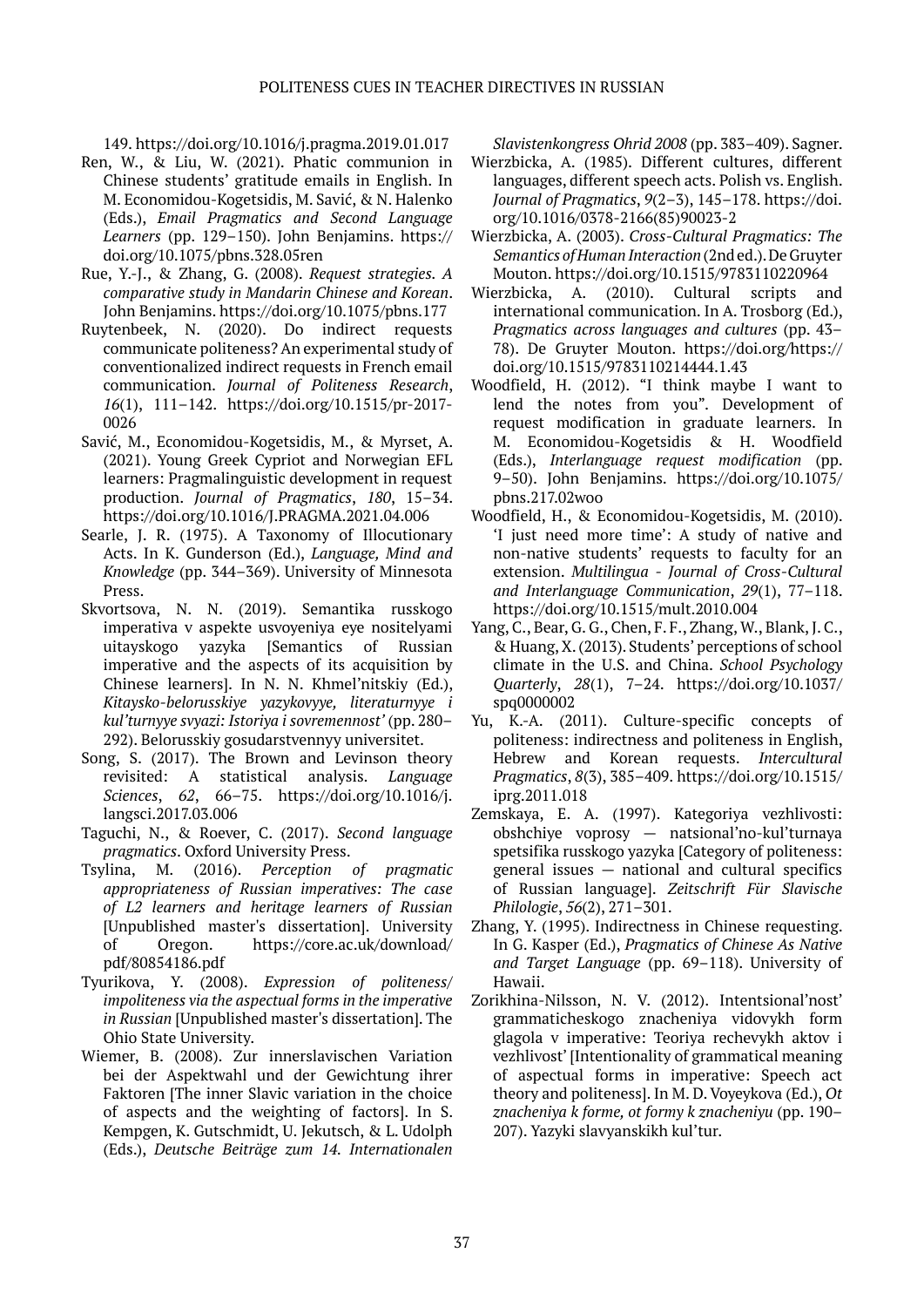149. https://doi.org/10.1016/j.pragma.2019.01.017

Ren, W., & Liu, W. (2021). Phatic communion in Chinese students' gratitude emails in English. In M. Economidou-Kogetsidis, M. Savić, & N. Halenko (Eds.), *Email Pragmatics and Second Language Learners* (pp. 129–150). John Benjamins. https://doi.org/10.1075/pbns.328.05ren

Rue, Y.-J., & Zhang, G. (2008). *Request strategies. A comparative study in Mandarin Chinese and Korean*. John Benjamins. https://doi.org/10.1075/pbns.177

Ruytenbeek, N. (2020). Do indirect requests communicate politeness? An experimental study of conventionalized indirect requests in French email communication. *Journal of Politeness Research*, *16*(1), 111–142. https://doi.org/10.1515/pr-2017-0026

Savić, M., Economidou-Kogetsidis, M., & Myrset, A. (2021). Young Greek Cypriot and Norwegian EFL learners: Pragmalinguistic development in request production. *Journal of Pragmatics*, *180*, 15–34. https://doi.org/10.1016/J.PRAGMA.2021.04.006

Searle, J. R. (1975). A Taxonomy of Illocutionary Acts. In K. Gunderson (Ed.), *Language, Mind and Knowledge* (pp. 344–369). University of Minnesota Press.

Skvortsova, N. N. (2019). Semantika russkogo imperativa v aspekte usvoyeniya eye nositelyami uitayskogo yazyka [Semantics of Russian imperative and the aspects of its acquisition by Chinese learners]. In N. N. Khmel'nitskiy (Ed.), *Kitaysko-belorusskiye yazykovyye, literaturnyye i kul'turnyye svyazi: Istoriya i sovremennost'* (pp. 280–292). Belorusskiy gosudarstvennyy universitet.

Song, S. (2017). The Brown and Levinson theory revisited: A statistical analysis. *Language Sciences*, *62*, 66–75. https://doi.org/10.1016/j.langsci.2017.03.006

Taguchi, N., & Roever, C. (2017). *Second language pragmatics*. Oxford University Press.

Tsylina, M. (2016). *Perception of pragmatic appropriateness of Russian imperatives: The case of L2 learners and heritage learners of Russian* [Unpublished master's dissertation]. University of Oregon. https://core.ac.uk/download/pdf/80854186.pdf

Tyurikova, Y. (2008). *Expression of politeness/impoliteness via the aspectual forms in the imperative in Russian* [Unpublished master's dissertation]. The Ohio State University.

Wiemer, B. (2008). Zur innerslavischen Variation bei der Aspektwahl und der Gewichtung ihrer Faktoren [The inner Slavic variation in the choice of aspects and the weighting of factors]. In S. Kempgen, K. Gutschmidt, U. Jekutsch, & L. Udolph (Eds.), *Deutsche Beiträge zum 14. Internationalen Slavistenkongress Ohrid 2008* (pp. 383–409). Sagner.

Wierzbicka, A. (1985). Different cultures, different languages, different speech acts. Polish vs. English. *Journal of Pragmatics*, *9*(2–3), 145–178. https://doi.org/10.1016/0378-2166(85)90023-2

Wierzbicka, A. (2003). *Cross-Cultural Pragmatics: The Semantics of Human Interaction* (2nd ed.). De Gruyter Mouton. https://doi.org/10.1515/9783110220964

Wierzbicka, A. (2010). Cultural scripts and international communication. In A. Trosborg (Ed.), *Pragmatics across languages and cultures* (pp. 43–78). De Gruyter Mouton. https://doi.org/https://doi.org/10.1515/9783110214444.1.43

Woodfield, H. (2012). "I think maybe I want to lend the notes from you". Development of request modification in graduate learners. In M. Economidou-Kogetsidis & H. Woodfield (Eds.), *Interlanguage request modification* (pp. 9–50). John Benjamins. https://doi.org/10.1075/pbns.217.02woo

Woodfield, H., & Economidou-Kogetsidis, M. (2010). 'I just need more time': A study of native and non-native students' requests to faculty for an extension. *Multilingua - Journal of Cross-Cultural and Interlanguage Communication*, *29*(1), 77–118. https://doi.org/10.1515/mult.2010.004

Yang, C., Bear, G. G., Chen, F. F., Zhang, W., Blank, J. C., & Huang, X. (2013). Students' perceptions of school climate in the U.S. and China. *School Psychology Quarterly*, *28*(1), 7–24. https://doi.org/10.1037/spq0000002

Yu, K.-A. (2011). Culture-specific concepts of politeness: indirectness and politeness in English, Hebrew and Korean requests. *Intercultural Pragmatics*, *8*(3), 385–409. https://doi.org/10.1515/iprg.2011.018

Zemskaya, E. A. (1997). Kategoriya vezhlivosti: obshchiye voprosy — natsional'no-kul'turnaya spetsifika russkogo yazyka [Category of politeness: general issues — national and cultural specifics of Russian language]. *Zeitschrift Für Slavische Philologie*, *56*(2), 271–301.

Zhang, Y. (1995). Indirectness in Chinese requesting. In G. Kasper (Ed.), *Pragmatics of Chinese As Native and Target Language* (pp. 69–118). University of Hawaii.

Zorikhina-Nilsson, N. V. (2012). Intentsional'nost' grammaticheskogo znacheniya vidovykh form glagola v imperative: Teoriya rechevykh aktov i vezhlivost' [Intentionality of grammatical meaning of aspectual forms in imperative: Speech act theory and politeness]. In M. D. Voyeykova (Ed.), *Ot znacheniya k forme, ot formy k znacheniyu* (pp. 190–207). Yazyki slavyanskikh kul'tur.